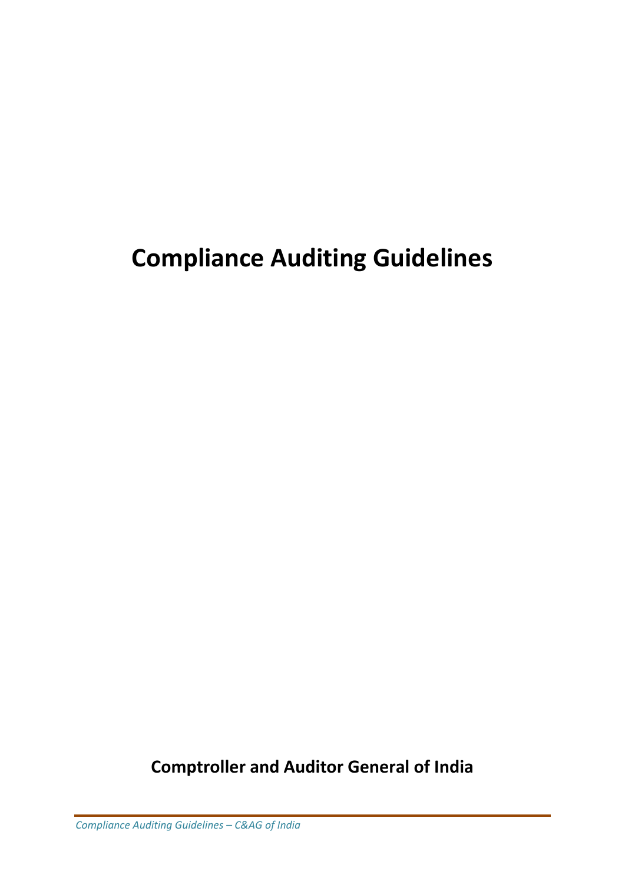# Compliance Auditing Guidelines

**Comptroller and Auditor General of India**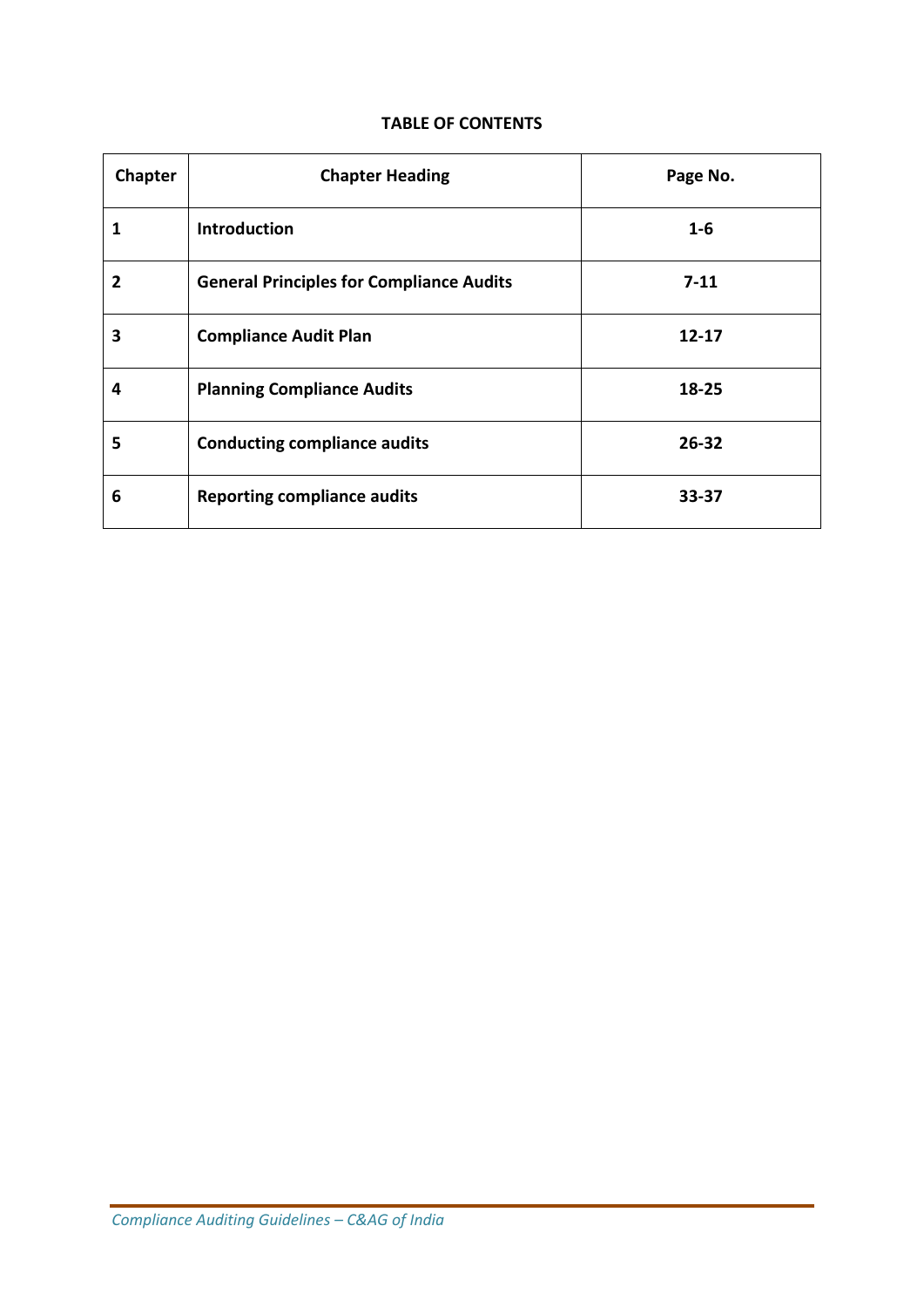**TABLE OF CONTENTS**

| Chapter | Chapter Heading | Page No. |
|---|---|---|
| 1 | Introduction | 1-6 |
| 2 | General Principles for Compliance Audits | 7-11 |
| 3 | Compliance Audit Plan | 12-17 |
| 4 | Planning Compliance Audits | 18-25 |
| 5 | Conducting compliance audits | 26-32 |
| 6 | Reporting compliance audits | 33-37 |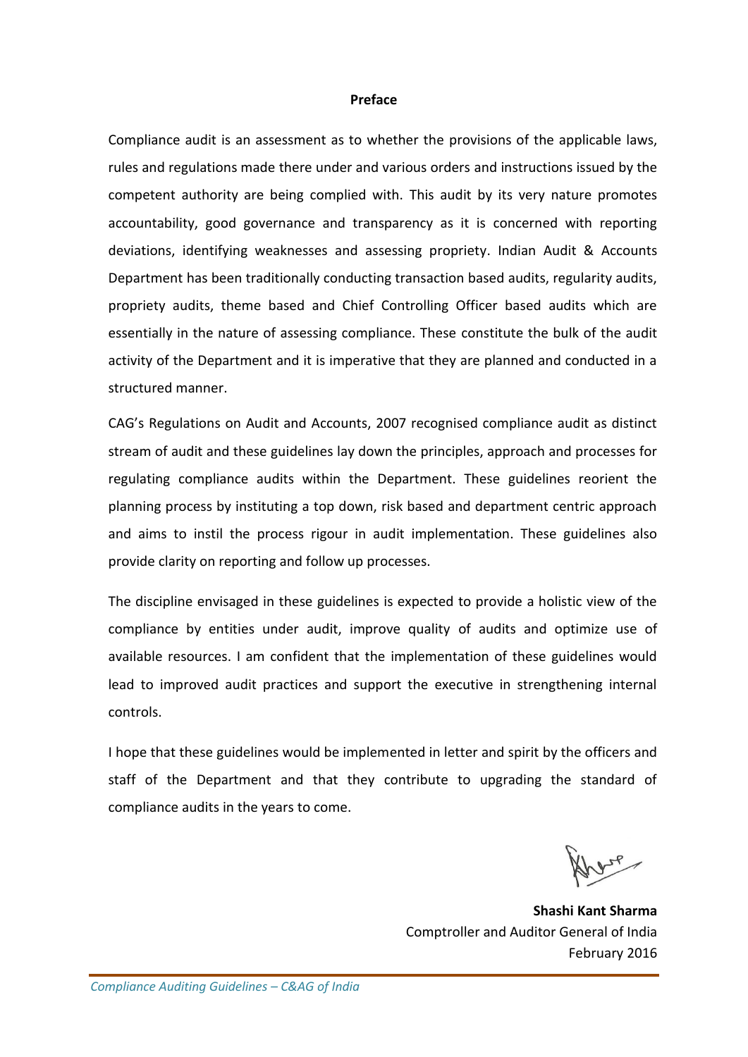## Preface

Compliance audit is an assessment as to whether the provisions of the applicable laws, rules and regulations made there under and various orders and instructions issued by the competent authority are being complied with. This audit by its very nature promotes accountability, good governance and transparency as it is concerned with reporting deviations, identifying weaknesses and assessing propriety. Indian Audit & Accounts Department has been traditionally conducting transaction based audits, regularity audits, propriety audits, theme based and Chief Controlling Officer based audits which are essentially in the nature of assessing compliance. These constitute the bulk of the audit activity of the Department and it is imperative that they are planned and conducted in a structured manner.

CAG's Regulations on Audit and Accounts, 2007 recognised compliance audit as distinct stream of audit and these guidelines lay down the principles, approach and processes for regulating compliance audits within the Department. These guidelines reorient the planning process by instituting a top down, risk based and department centric approach and aims to instil the process rigour in audit implementation. These guidelines also provide clarity on reporting and follow up processes.

The discipline envisaged in these guidelines is expected to provide a holistic view of the compliance by entities under audit, improve quality of audits and optimize use of available resources. I am confident that the implementation of these guidelines would lead to improved audit practices and support the executive in strengthening internal controls.

I hope that these guidelines would be implemented in letter and spirit by the officers and staff of the Department and that they contribute to upgrading the standard of compliance audits in the years to come.

**Shashi Kant Sharma**
Comptroller and Auditor General of India
February 2016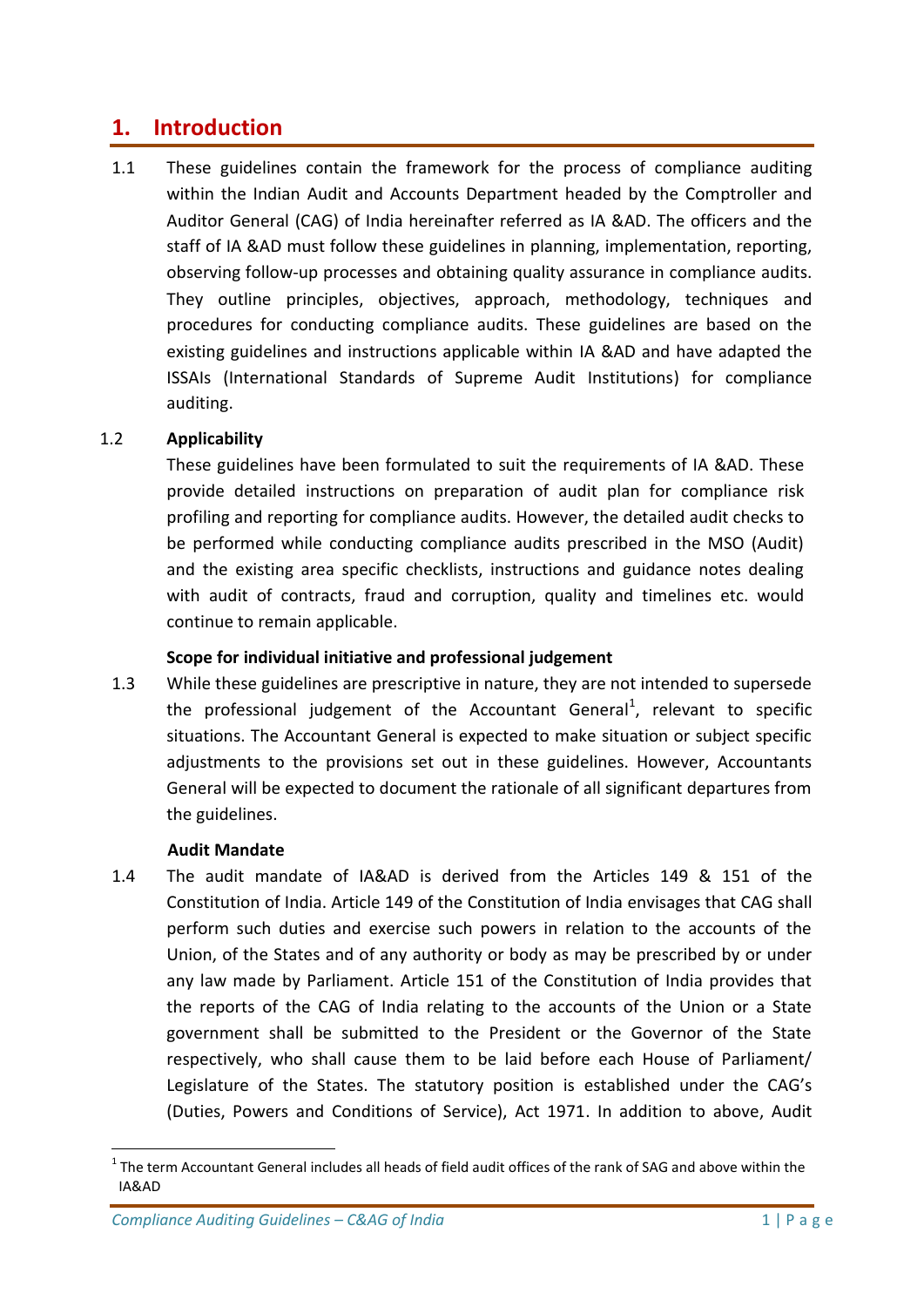# 1. Introduction

1.1 These guidelines contain the framework for the process of compliance auditing within the Indian Audit and Accounts Department headed by the Comptroller and Auditor General (CAG) of India hereinafter referred to as IA &AD. The officers and the staff of IA &AD must follow these guidelines in planning, implementation, reporting, observing follow-up processes and obtaining quality assurance in compliance audits. They outline principles, objectives, approach, methodology, techniques and procedures for conducting compliance audits. These guidelines are based on the existing guidelines and instructions applicable within IA &AD and have adapted the ISSAIs (International Standards of Supreme Audit Institutions) for compliance auditing.

1.2 **Applicability**

These guidelines have been formulated to suit the requirements of IA &AD. These provide detailed instructions on preparation of audit plan for compliance risk profiling and reporting for compliance audits. However, the detailed audit checks to be performed while conducting compliance audits prescribed in the MSO (Audit) and the existing area specific checklists, instructions and guidance notes dealing with audit of contracts, fraud and corruption, quality and timelines etc. would continue to remain applicable.

**Scope for individual initiative and professional judgement**

1.3 While these guidelines are prescriptive in nature, they are not intended to supersede the professional judgement of the Accountant General[1], relevant to specific situations. The Accountant General is expected to make situation or subject specific adjustments to the provisions set out in these guidelines. However, Accountants General will be expected to document the rationale of all significant departures from the guidelines.

**Audit Mandate**

1.4 The audit mandate of IA&AD is derived from the Articles 149 & 151 of the Constitution of India. Article 149 of the Constitution of India envisages that CAG shall perform such duties and exercise such powers in relation to the accounts of the Union, of the States and of any authority or body as may be prescribed by or under any law made by Parliament. Article 151 of the Constitution of India provides that the reports of the CAG of India relating to the accounts of the Union or a State government shall be submitted to the President or the Governor of the State respectively, who shall cause them to be laid before each House of Parliament/ Legislature of the States. The statutory position is established under the CAG's (Duties, Powers and Conditions of Service), Act 1971. In addition to above, Audit

[1] The term Accountant General includes all heads of field audit offices of the rank of SAG and above within the IA&AD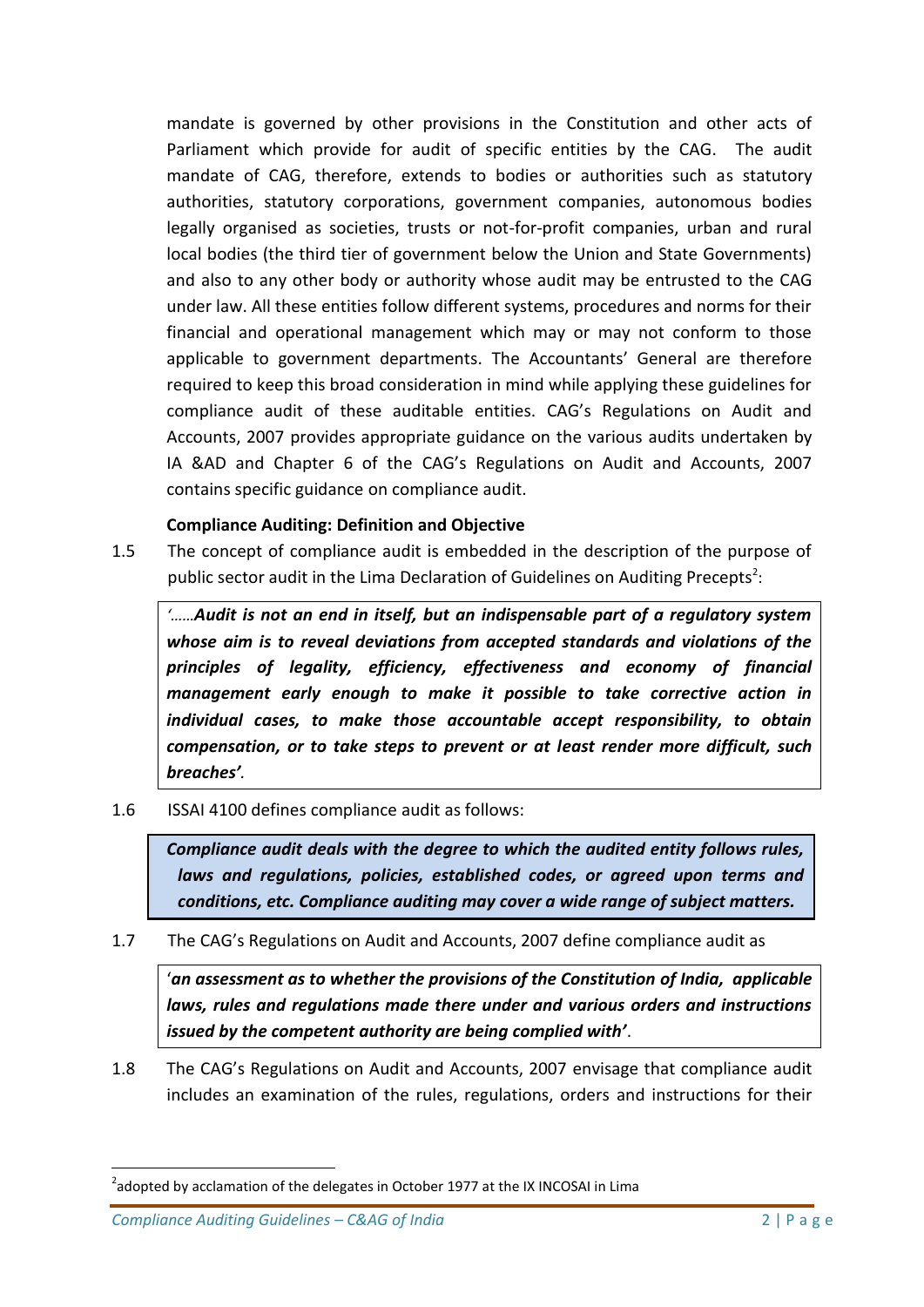mandate is governed by other provisions in the Constitution and other acts of Parliament which provide for audit of specific entities by the CAG. The audit mandate of CAG, therefore, extends to bodies or authorities such as statutory authorities, statutory corporations, government companies, autonomous bodies legally organised as societies, trusts or not-for-profit companies, urban and rural local bodies (the third tier of government below the Union and State Governments) and also to any other body or authority whose audit may be entrusted to the CAG under law. All these entities follow different systems, procedures and norms for their financial and operational management which may or may not conform to those applicable to government departments. The Accountants' General are therefore required to keep this broad consideration in mind while applying these guidelines for compliance audit of these auditable entities. CAG's Regulations on Audit and Accounts, 2007 provides appropriate guidance on the various audits undertaken by IA &AD and Chapter 6 of the CAG's Regulations on Audit and Accounts, 2007 contains specific guidance on compliance audit.

**Compliance Auditing: Definition and Objective**

1.5 The concept of compliance audit is embedded in the description of the purpose of public sector audit in the Lima Declaration of Guidelines on Auditing Precepts[2]:

> *'……**Audit is not an end in itself, but an indispensable part of a regulatory system whose aim is to reveal deviations from accepted standards and violations of the principles of legality, efficiency, effectiveness and economy of financial management early enough to make it possible to take corrective action in individual cases, to make those accountable accept responsibility, to obtain compensation, or to take steps to prevent or at least render more difficult, such breaches'**.*

1.6 ISSAI 4100 defines compliance audit as follows:

> ***Compliance audit deals with the degree to which the audited entity follows rules, laws and regulations, policies, established codes, or agreed upon terms and conditions, etc. Compliance auditing may cover a wide range of subject matters.***

1.7 The CAG's Regulations on Audit and Accounts, 2007 define compliance audit as

> '***an assessment as to whether the provisions of the Constitution of India, applicable laws, rules and regulations made there under and various orders and instructions issued by the competent authority are being complied with***'.

1.8 The CAG's Regulations on Audit and Accounts, 2007 envisage that compliance audit includes an examination of the rules, regulations, orders and instructions for their

[2] adopted by acclamation of the delegates in October 1977 at the IX INCOSAI in Lima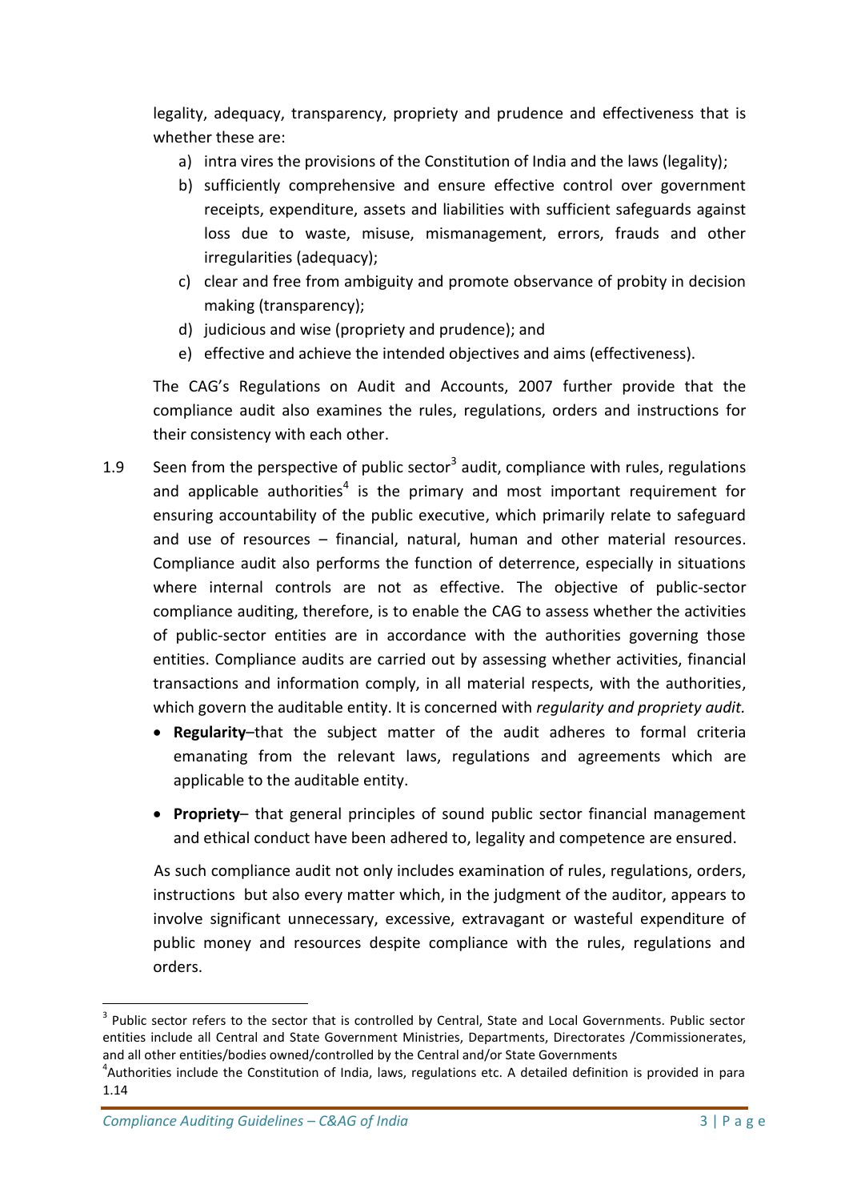legality, adequacy, transparency, propriety and prudence and effectiveness that is whether these are:

a) intra vires the provisions of the Constitution of India and the laws (legality);
b) sufficiently comprehensive and ensure effective control over government receipts, expenditure, assets and liabilities with sufficient safeguards against loss due to waste, misuse, mismanagement, errors, frauds and other irregularities (adequacy);
c) clear and free from ambiguity and promote observance of probity in decision making (transparency);
d) judicious and wise (propriety and prudence); and
e) effective and achieve the intended objectives and aims (effectiveness).

The CAG's Regulations on Audit and Accounts, 2007 further provide that the compliance audit also examines the rules, regulations, orders and instructions for their consistency with each other.

1.9 Seen from the perspective of public sector[3] audit, compliance with rules, regulations and applicable authorities[4] is the primary and most important requirement for ensuring accountability of the public executive, which primarily relate to safeguard and use of resources – financial, natural, human and other material resources. Compliance audit also performs the function of deterrence, especially in situations where internal controls are not as effective. The objective of public-sector compliance auditing, therefore, is to enable the CAG to assess whether the activities of public-sector entities are in accordance with the authorities governing those entities. Compliance audits are carried out by assessing whether activities, financial transactions and information comply, in all material respects, with the authorities, which govern the auditable entity. It is concerned with *regularity and propriety audit.*

- **Regularity**–that the subject matter of the audit adheres to formal criteria emanating from the relevant laws, regulations and agreements which are applicable to the auditable entity.
- **Propriety**– that general principles of sound public sector financial management and ethical conduct have been adhered to, legality and competence are ensured.

As such compliance audit not only includes examination of rules, regulations, orders, instructions but also every matter which, in the judgment of the auditor, appears to involve significant unnecessary, excessive, extravagant or wasteful expenditure of public money and resources despite compliance with the rules, regulations and orders.

[3] Public sector refers to the sector that is controlled by Central, State and Local Governments. Public sector entities include all Central and State Government Ministries, Departments, Directorates /Commissionerates, and all other entities/bodies owned/controlled by the Central and/or State Governments

[4] Authorities include the Constitution of India, laws, regulations etc. A detailed definition is provided in para 1.14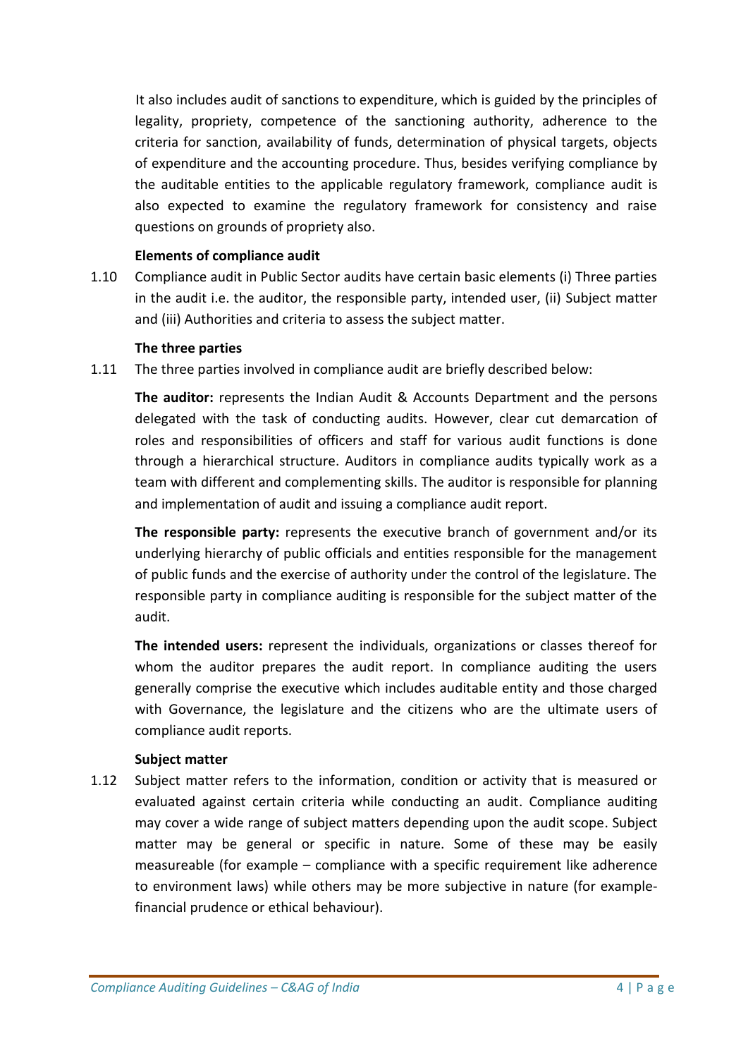It also includes audit of sanctions to expenditure, which is guided by the principles of legality, propriety, competence of the sanctioning authority, adherence to the criteria for sanction, availability of funds, determination of physical targets, objects of expenditure and the accounting procedure. Thus, besides verifying compliance by the auditable entities to the applicable regulatory framework, compliance audit is also expected to examine the regulatory framework for consistency and raise questions on grounds of propriety also.

**Elements of compliance audit**

1.10 Compliance audit in Public Sector audits have certain basic elements (i) Three parties in the audit i.e. the auditor, the responsible party, intended user, (ii) Subject matter and (iii) Authorities and criteria to assess the subject matter.

**The three parties**

1.11 The three parties involved in compliance audit are briefly described below:

**The auditor:** represents the Indian Audit & Accounts Department and the persons delegated with the task of conducting audits. However, clear cut demarcation of roles and responsibilities of officers and staff for various audit functions is done through a hierarchical structure. Auditors in compliance audits typically work as a team with different and complementing skills. The auditor is responsible for planning and implementation of audit and issuing a compliance audit report.

**The responsible party:** represents the executive branch of government and/or its underlying hierarchy of public officials and entities responsible for the management of public funds and the exercise of authority under the control of the legislature. The responsible party in compliance auditing is responsible for the subject matter of the audit.

**The intended users:** represent the individuals, organizations or classes thereof for whom the auditor prepares the audit report. In compliance auditing the users generally comprise the executive which includes auditable entity and those charged with Governance, the legislature and the citizens who are the ultimate users of compliance audit reports.

**Subject matter**

1.12 Subject matter refers to the information, condition or activity that is measured or evaluated against certain criteria while conducting an audit. Compliance auditing may cover a wide range of subject matters depending upon the audit scope. Subject matter may be general or specific in nature. Some of these may be easily measureable (for example – compliance with a specific requirement like adherence to environment laws) while others may be more subjective in nature (for example-financial prudence or ethical behaviour).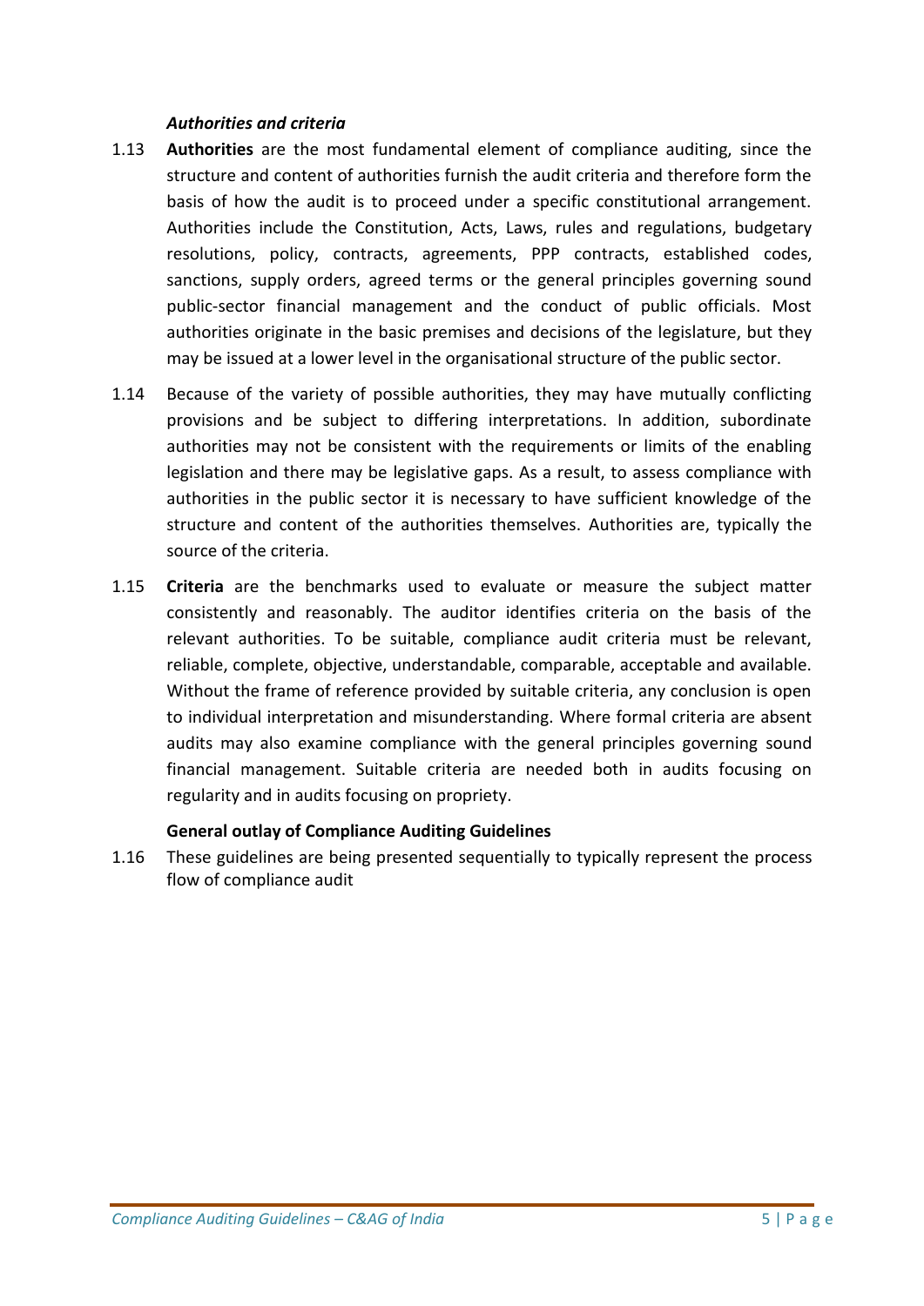### *Authorities and criteria*

1.13 **Authorities** are the most fundamental element of compliance auditing, since the structure and content of authorities furnish the audit criteria and therefore form the basis of how the audit is to proceed under a specific constitutional arrangement. Authorities include the Constitution, Acts, Laws, rules and regulations, budgetary resolutions, policy, contracts, agreements, PPP contracts, established codes, sanctions, supply orders, agreed terms or the general principles governing sound public-sector financial management and the conduct of public officials. Most authorities originate in the basic premises and decisions of the legislature, but they may be issued at a lower level in the organisational structure of the public sector.

1.14 Because of the variety of possible authorities, they may have mutually conflicting provisions and be subject to differing interpretations. In addition, subordinate authorities may not be consistent with the requirements or limits of the enabling legislation and there may be legislative gaps. As a result, to assess compliance with authorities in the public sector it is necessary to have sufficient knowledge of the structure and content of the authorities themselves. Authorities are, typically the source of the criteria.

1.15 **Criteria** are the benchmarks used to evaluate or measure the subject matter consistently and reasonably. The auditor identifies criteria on the basis of the relevant authorities. To be suitable, compliance audit criteria must be relevant, reliable, complete, objective, understandable, comparable, acceptable and available. Without the frame of reference provided by suitable criteria, any conclusion is open to individual interpretation and misunderstanding. Where formal criteria are absent audits may also examine compliance with the general principles governing sound financial management. Suitable criteria are needed both in audits focusing on regularity and in audits focusing on propriety.

### **General outlay of Compliance Auditing Guidelines**

1.16 These guidelines are being presented sequentially to typically represent the process flow of compliance audit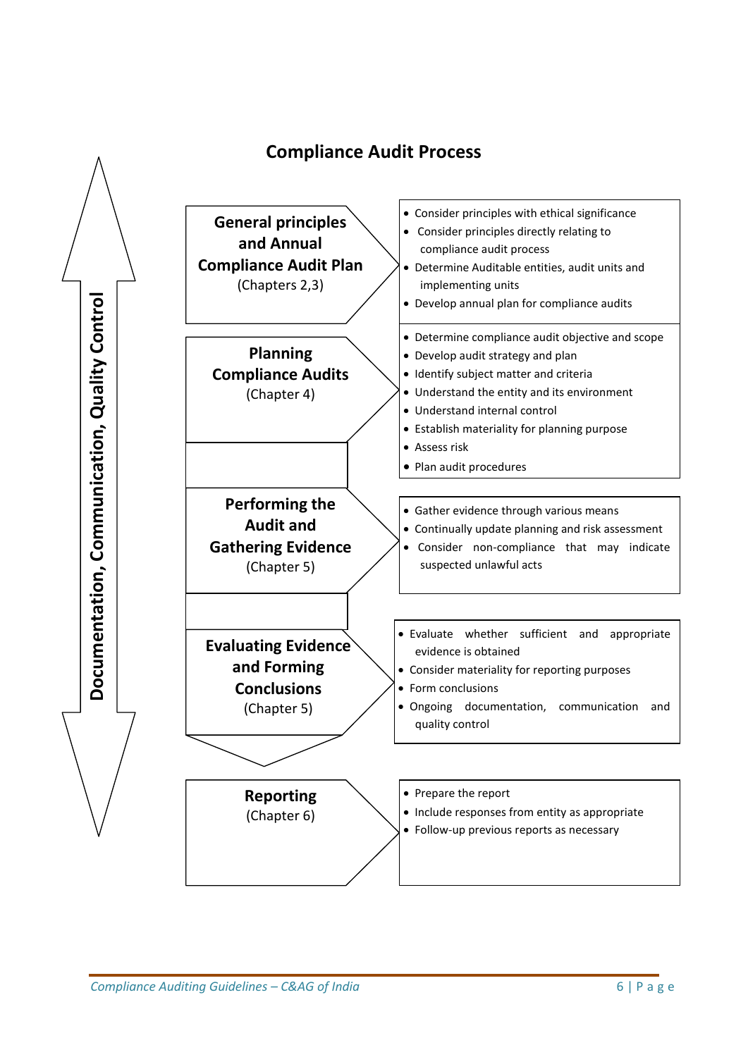## Compliance Audit Process

**Documentation, Communication, Quality Control**

| Stage | Activities |
|---|---|
| **General principles and Annual Compliance Audit Plan** (Chapters 2,3) | • Consider principles with ethical significance<br>• Consider principles directly relating to compliance audit process<br>• Determine Auditable entities, audit units and implementing units<br>• Develop annual plan for compliance audits |
| **Planning Compliance Audits** (Chapter 4) | • Determine compliance audit objective and scope<br>• Develop audit strategy and plan<br>• Identify subject matter and criteria<br>• Understand the entity and its environment<br>• Understand internal control<br>• Establish materiality for planning purpose<br>• Assess risk<br>• Plan audit procedures |
| **Performing the Audit and Gathering Evidence** (Chapter 5) | • Gather evidence through various means<br>• Continually update planning and risk assessment<br>• Consider non-compliance that may indicate suspected unlawful acts |
| **Evaluating Evidence and Forming Conclusions** (Chapter 5) | • Evaluate whether sufficient and appropriate evidence is obtained<br>• Consider materiality for reporting purposes<br>• Form conclusions<br>• Ongoing documentation, communication and quality control |
| **Reporting** (Chapter 6) | • Prepare the report<br>• Include responses from entity as appropriate<br>• Follow-up previous reports as necessary |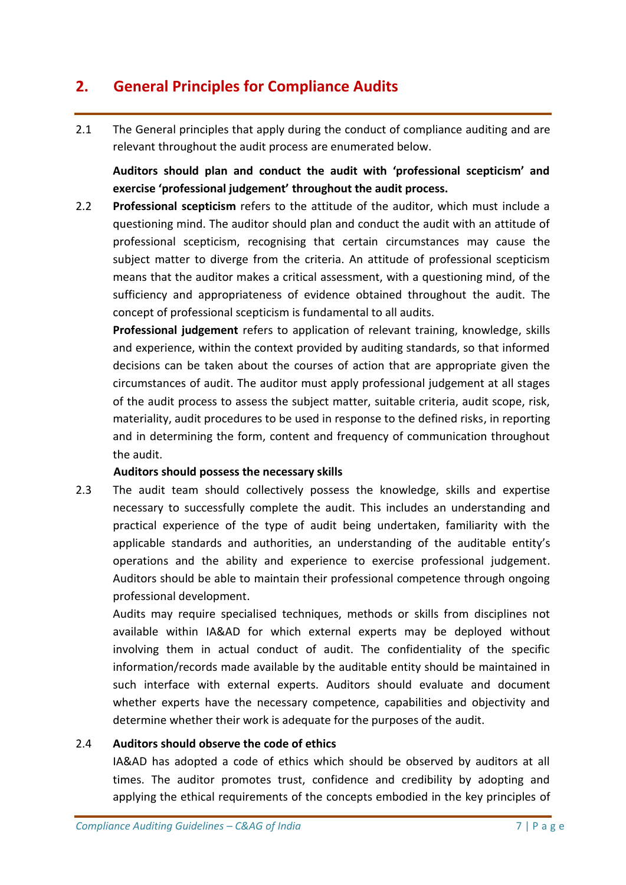## 2. General Principles for Compliance Audits

2.1 The General principles that apply during the conduct of compliance auditing and are relevant throughout the audit process are enumerated below.

**Auditors should plan and conduct the audit with 'professional scepticism' and exercise 'professional judgement' throughout the audit process.**

2.2 **Professional scepticism** refers to the attitude of the auditor, which must include a questioning mind. The auditor should plan and conduct the audit with an attitude of professional scepticism, recognising that certain circumstances may cause the subject matter to diverge from the criteria. An attitude of professional scepticism means that the auditor makes a critical assessment, with a questioning mind, of the sufficiency and appropriateness of evidence obtained throughout the audit. The concept of professional scepticism is fundamental to all audits.

**Professional judgement** refers to application of relevant training, knowledge, skills and experience, within the context provided by auditing standards, so that informed decisions can be taken about the courses of action that are appropriate given the circumstances of audit. The auditor must apply professional judgement at all stages of the audit process to assess the subject matter, suitable criteria, audit scope, risk, materiality, audit procedures to be used in response to the defined risks, in reporting and in determining the form, content and frequency of communication throughout the audit.

**Auditors should possess the necessary skills**

2.3 The audit team should collectively possess the knowledge, skills and expertise necessary to successfully complete the audit. This includes an understanding and practical experience of the type of audit being undertaken, familiarity with the applicable standards and authorities, an understanding of the auditable entity's operations and the ability and experience to exercise professional judgement. Auditors should be able to maintain their professional competence through ongoing professional development.

Audits may require specialised techniques, methods or skills from disciplines not available within IA&AD for which external experts may be deployed without involving them in actual conduct of audit. The confidentiality of the specific information/records made available by the auditable entity should be maintained in such interface with external experts. Auditors should evaluate and document whether experts have the necessary competence, capabilities and objectivity and determine whether their work is adequate for the purposes of the audit.

2.4 **Auditors should observe the code of ethics**

IA&AD has adopted a code of ethics which should be observed by auditors at all times. The auditor promotes trust, confidence and credibility by adopting and applying the ethical requirements of the concepts embodied in the key principles of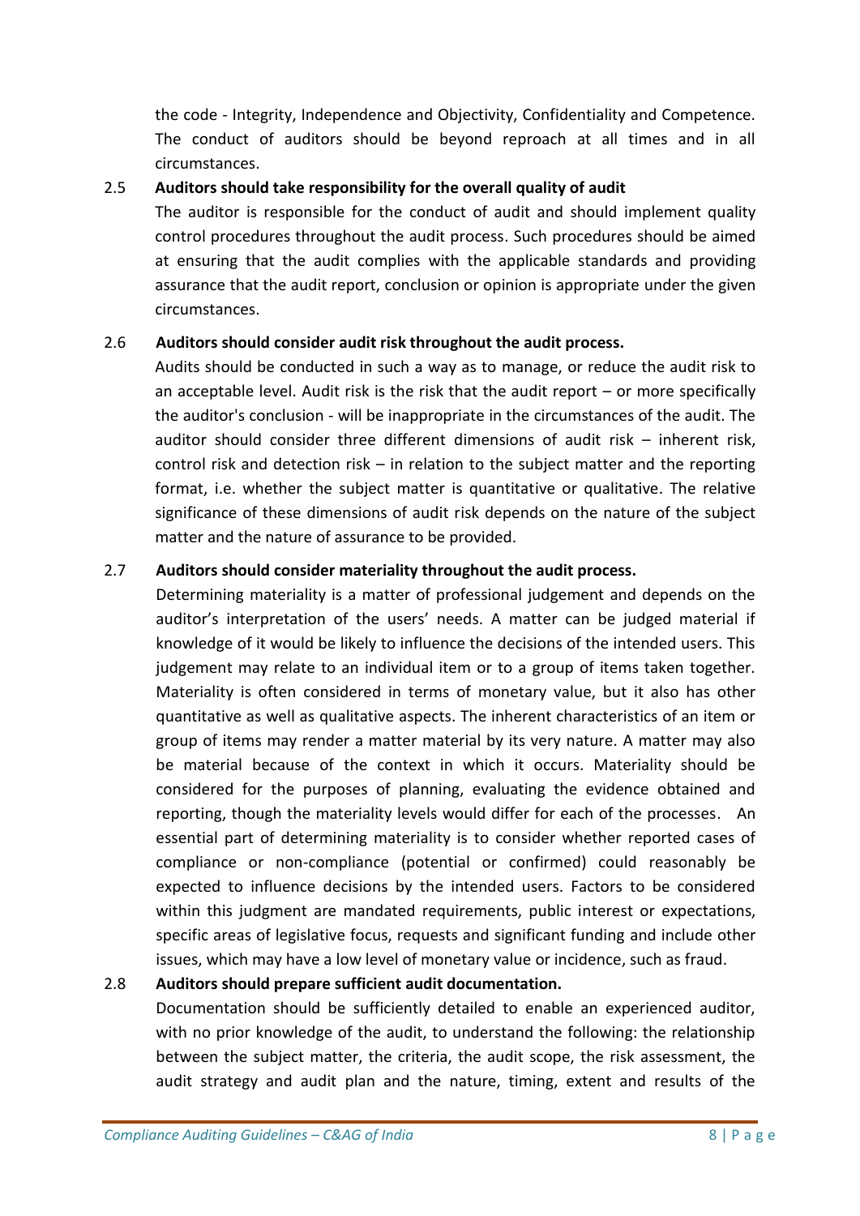the code - Integrity, Independence and Objectivity, Confidentiality and Competence. The conduct of auditors should be beyond reproach at all times and in all circumstances.

2.5 **Auditors should take responsibility for the overall quality of audit**

The auditor is responsible for the conduct of audit and should implement quality control procedures throughout the audit process. Such procedures should be aimed at ensuring that the audit complies with the applicable standards and providing assurance that the audit report, conclusion or opinion is appropriate under the given circumstances.

2.6 **Auditors should consider audit risk throughout the audit process.**

Audits should be conducted in such a way as to manage, or reduce the audit risk to an acceptable level. Audit risk is the risk that the audit report – or more specifically the auditor's conclusion - will be inappropriate in the circumstances of the audit. The auditor should consider three different dimensions of audit risk – inherent risk, control risk and detection risk – in relation to the subject matter and the reporting format, i.e. whether the subject matter is quantitative or qualitative. The relative significance of these dimensions of audit risk depends on the nature of the subject matter and the nature of assurance to be provided.

2.7 **Auditors should consider materiality throughout the audit process.**

Determining materiality is a matter of professional judgement and depends on the auditor's interpretation of the users' needs. A matter can be judged material if knowledge of it would be likely to influence the decisions of the intended users. This judgement may relate to an individual item or to a group of items taken together. Materiality is often considered in terms of monetary value, but it also has other quantitative as well as qualitative aspects. The inherent characteristics of an item or group of items may render a matter material by its very nature. A matter may also be material because of the context in which it occurs. Materiality should be considered for the purposes of planning, evaluating the evidence obtained and reporting, though the materiality levels would differ for each of the processes. An essential part of determining materiality is to consider whether reported cases of compliance or non-compliance (potential or confirmed) could reasonably be expected to influence decisions by the intended users. Factors to be considered within this judgment are mandated requirements, public interest or expectations, specific areas of legislative focus, requests and significant funding and include other issues, which may have a low level of monetary value or incidence, such as fraud.

2.8 **Auditors should prepare sufficient audit documentation.**

Documentation should be sufficiently detailed to enable an experienced auditor, with no prior knowledge of the audit, to understand the following: the relationship between the subject matter, the criteria, the audit scope, the risk assessment, the audit strategy and audit plan and the nature, timing, extent and results of the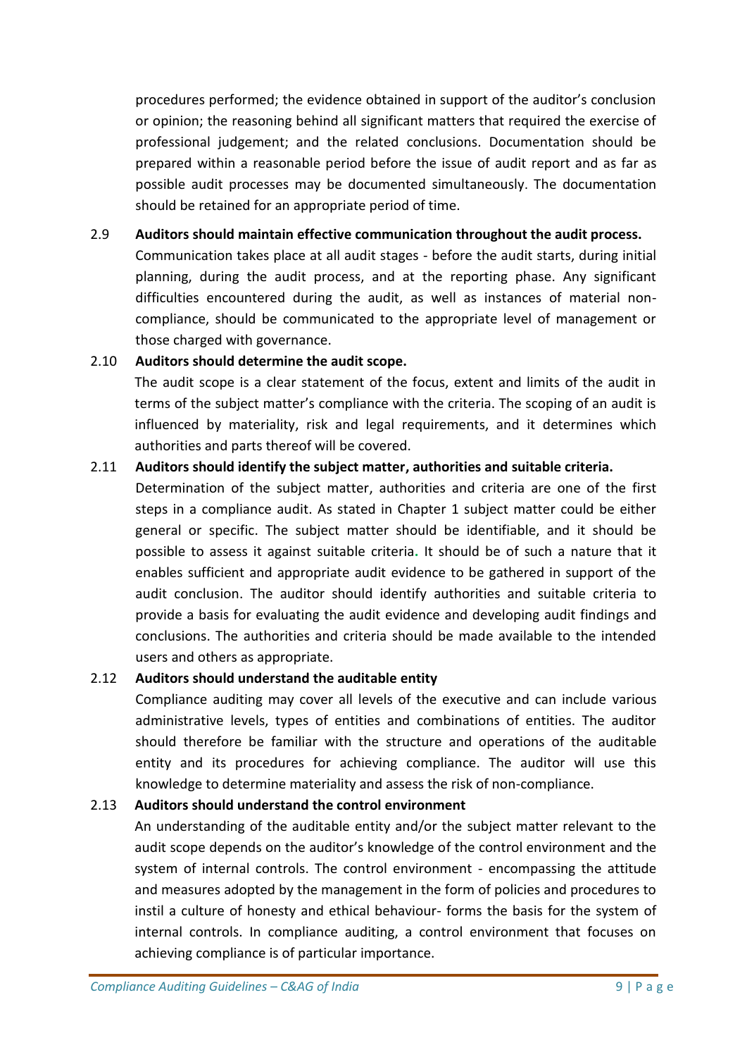procedures performed; the evidence obtained in support of the auditor's conclusion or opinion; the reasoning behind all significant matters that required the exercise of professional judgement; and the related conclusions. Documentation should be prepared within a reasonable period before the issue of audit report and as far as possible audit processes may be documented simultaneously. The documentation should be retained for an appropriate period of time.

2.9 **Auditors should maintain effective communication throughout the audit process.**

Communication takes place at all audit stages - before the audit starts, during initial planning, during the audit process, and at the reporting phase. Any significant difficulties encountered during the audit, as well as instances of material non-compliance, should be communicated to the appropriate level of management or those charged with governance.

2.10 **Auditors should determine the audit scope.**

The audit scope is a clear statement of the focus, extent and limits of the audit in terms of the subject matter's compliance with the criteria. The scoping of an audit is influenced by materiality, risk and legal requirements, and it determines which authorities and parts thereof will be covered.

2.11 **Auditors should identify the subject matter, authorities and suitable criteria.**

Determination of the subject matter, authorities and criteria are one of the first steps in a compliance audit. As stated in Chapter 1 subject matter could be either general or specific. The subject matter should be identifiable, and it should be possible to assess it against suitable criteria. It should be of such a nature that it enables sufficient and appropriate audit evidence to be gathered in support of the audit conclusion. The auditor should identify authorities and suitable criteria to provide a basis for evaluating the audit evidence and developing audit findings and conclusions. The authorities and criteria should be made available to the intended users and others as appropriate.

2.12 **Auditors should understand the auditable entity**

Compliance auditing may cover all levels of the executive and can include various administrative levels, types of entities and combinations of entities. The auditor should therefore be familiar with the structure and operations of the auditable entity and its procedures for achieving compliance. The auditor will use this knowledge to determine materiality and assess the risk of non-compliance.

2.13 **Auditors should understand the control environment**

An understanding of the auditable entity and/or the subject matter relevant to the audit scope depends on the auditor's knowledge of the control environment and the system of internal controls. The control environment - encompassing the attitude and measures adopted by the management in the form of policies and procedures to instil a culture of honesty and ethical behaviour- forms the basis for the system of internal controls. In compliance auditing, a control environment that focuses on achieving compliance is of particular importance.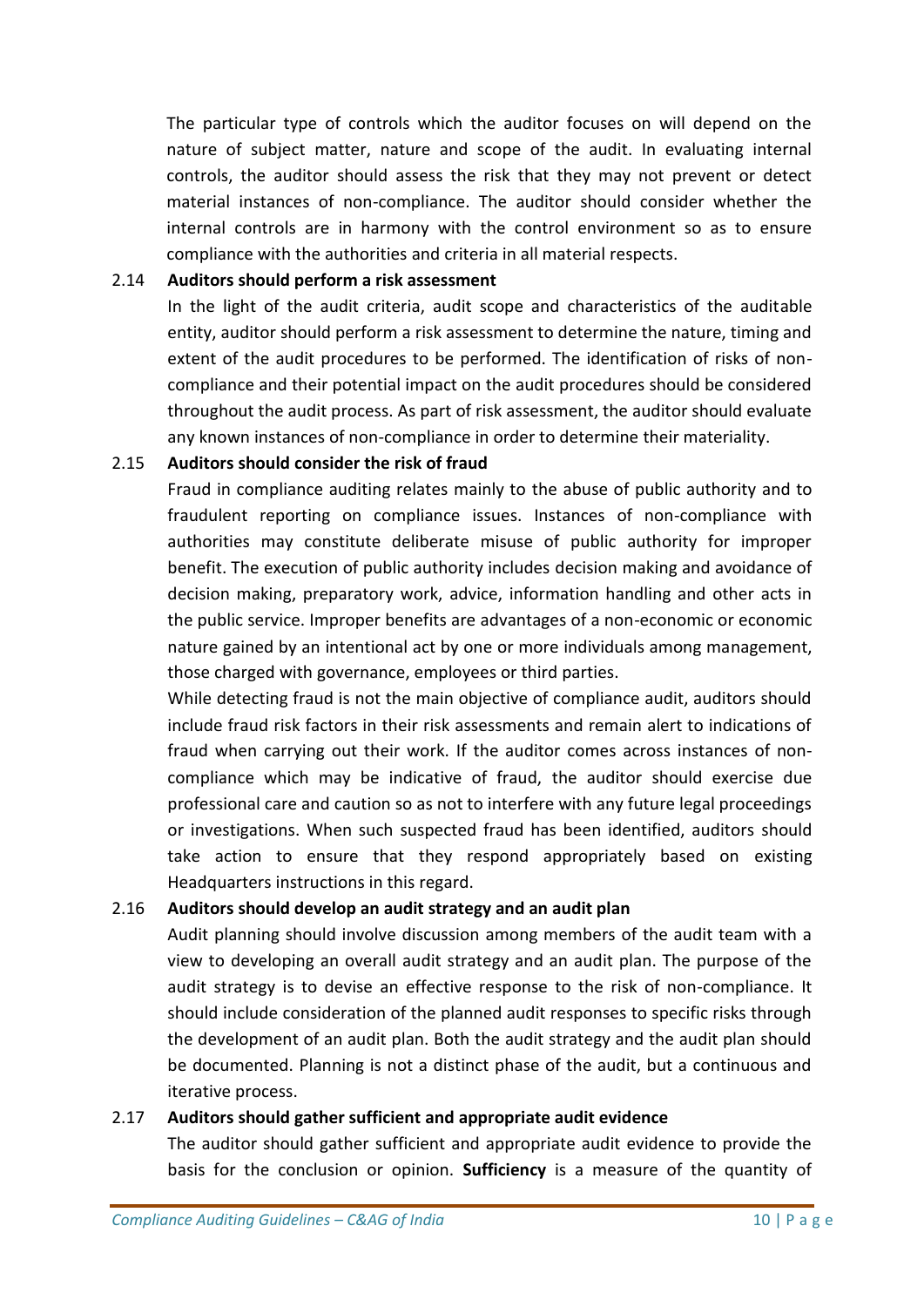The particular type of controls which the auditor focuses on will depend on the nature of subject matter, nature and scope of the audit. In evaluating internal controls, the auditor should assess the risk that they may not prevent or detect material instances of non-compliance. The auditor should consider whether the internal controls are in harmony with the control environment so as to ensure compliance with the authorities and criteria in all material respects.

### 2.14 Auditors should perform a risk assessment

In the light of the audit criteria, audit scope and characteristics of the auditable entity, auditor should perform a risk assessment to determine the nature, timing and extent of the audit procedures to be performed. The identification of risks of non-compliance and their potential impact on the audit procedures should be considered throughout the audit process. As part of risk assessment, the auditor should evaluate any known instances of non-compliance in order to determine their materiality.

### 2.15 Auditors should consider the risk of fraud

Fraud in compliance auditing relates mainly to the abuse of public authority and to fraudulent reporting on compliance issues. Instances of non-compliance with authorities may constitute deliberate misuse of public authority for improper benefit. The execution of public authority includes decision making and avoidance of decision making, preparatory work, advice, information handling and other acts in the public service. Improper benefits are advantages of a non-economic or economic nature gained by an intentional act by one or more individuals among management, those charged with governance, employees or third parties.

While detecting fraud is not the main objective of compliance audit, auditors should include fraud risk factors in their risk assessments and remain alert to indications of fraud when carrying out their work. If the auditor comes across instances of non-compliance which may be indicative of fraud, the auditor should exercise due professional care and caution so as not to interfere with any future legal proceedings or investigations. When such suspected fraud has been identified, auditors should take action to ensure that they respond appropriately based on existing Headquarters instructions in this regard.

### 2.16 Auditors should develop an audit strategy and an audit plan

Audit planning should involve discussion among members of the audit team with a view to developing an overall audit strategy and an audit plan. The purpose of the audit strategy is to devise an effective response to the risk of non-compliance. It should include consideration of the planned audit responses to specific risks through the development of an audit plan. Both the audit strategy and the audit plan should be documented. Planning is not a distinct phase of the audit, but a continuous and iterative process.

### 2.17 Auditors should gather sufficient and appropriate audit evidence

The auditor should gather sufficient and appropriate audit evidence to provide the basis for the conclusion or opinion. **Sufficiency** is a measure of the quantity of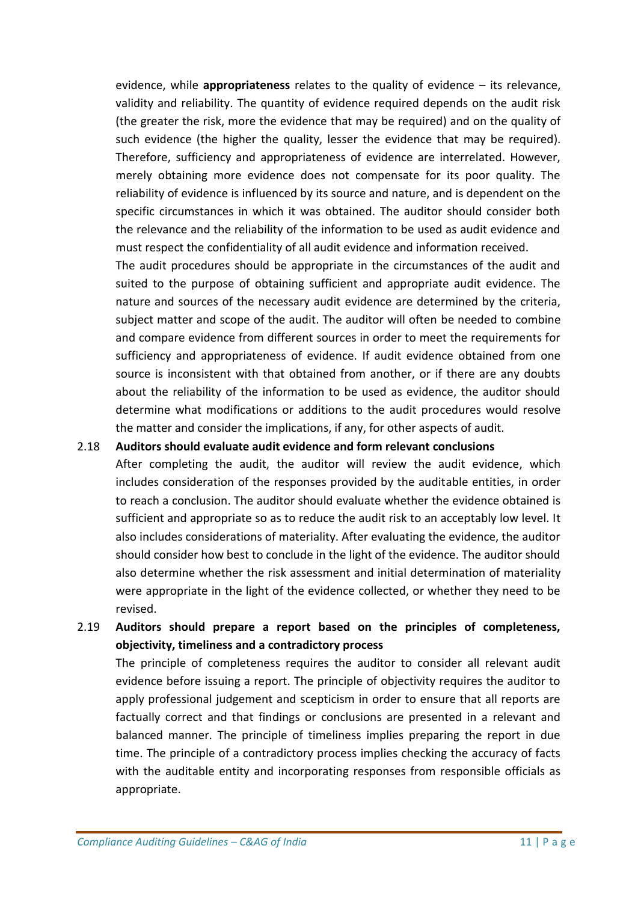evidence, while **appropriateness** relates to the quality of evidence – its relevance, validity and reliability. The quantity of evidence required depends on the audit risk (the greater the risk, more the evidence that may be required) and on the quality of such evidence (the higher the quality, lesser the evidence that may be required). Therefore, sufficiency and appropriateness of evidence are interrelated. However, merely obtaining more evidence does not compensate for its poor quality. The reliability of evidence is influenced by its source and nature, and is dependent on the specific circumstances in which it was obtained. The auditor should consider both the relevance and the reliability of the information to be used as audit evidence and must respect the confidentiality of all audit evidence and information received.

The audit procedures should be appropriate in the circumstances of the audit and suited to the purpose of obtaining sufficient and appropriate audit evidence. The nature and sources of the necessary audit evidence are determined by the criteria, subject matter and scope of the audit. The auditor will often be needed to combine and compare evidence from different sources in order to meet the requirements for sufficiency and appropriateness of evidence. If audit evidence obtained from one source is inconsistent with that obtained from another, or if there are any doubts about the reliability of the information to be used as evidence, the auditor should determine what modifications or additions to the audit procedures would resolve the matter and consider the implications, if any, for other aspects of audit.

2.18 **Auditors should evaluate audit evidence and form relevant conclusions**

After completing the audit, the auditor will review the audit evidence, which includes consideration of the responses provided by the auditable entities, in order to reach a conclusion. The auditor should evaluate whether the evidence obtained is sufficient and appropriate so as to reduce the audit risk to an acceptably low level. It also includes considerations of materiality. After evaluating the evidence, the auditor should consider how best to conclude in the light of the evidence. The auditor should also determine whether the risk assessment and initial determination of materiality were appropriate in the light of the evidence collected, or whether they need to be revised.

2.19 **Auditors should prepare a report based on the principles of completeness, objectivity, timeliness and a contradictory process**

The principle of completeness requires the auditor to consider all relevant audit evidence before issuing a report. The principle of objectivity requires the auditor to apply professional judgement and scepticism in order to ensure that all reports are factually correct and that findings or conclusions are presented in a relevant and balanced manner. The principle of timeliness implies preparing the report in due time. The principle of a contradictory process implies checking the accuracy of facts with the auditable entity and incorporating responses from responsible officials as appropriate.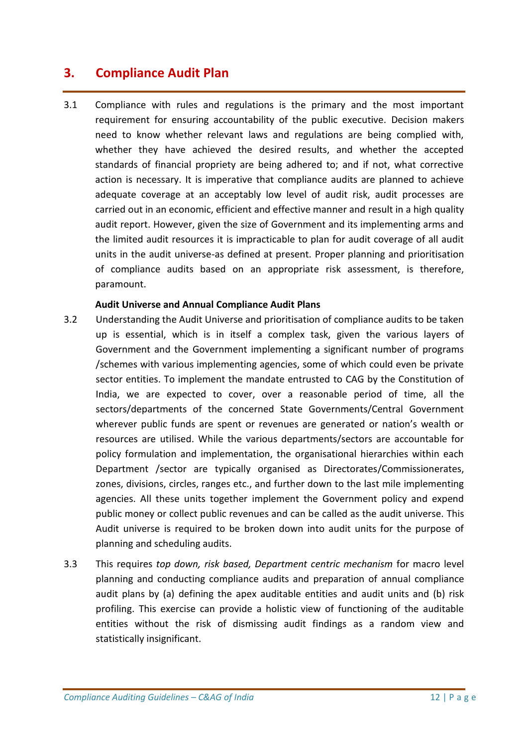# 3. Compliance Audit Plan

3.1 Compliance with rules and regulations is the primary and the most important requirement for ensuring accountability of the public executive. Decision makers need to know whether relevant laws and regulations are being complied with, whether they have achieved the desired results, and whether the accepted standards of financial propriety are being adhered to; and if not, what corrective action is necessary. It is imperative that compliance audits are planned to achieve adequate coverage at an acceptably low level of audit risk, audit processes are carried out in an economic, efficient and effective manner and result in a high quality audit report. However, given the size of Government and its implementing arms and the limited audit resources it is impracticable to plan for audit coverage of all audit units in the audit universe-as defined at present. Proper planning and prioritisation of compliance audits based on an appropriate risk assessment, is therefore, paramount.

**Audit Universe and Annual Compliance Audit Plans**

3.2 Understanding the Audit Universe and prioritisation of compliance audits to be taken up is essential, which is in itself a complex task, given the various layers of Government and the Government implementing a significant number of programs /schemes with various implementing agencies, some of which could even be private sector entities. To implement the mandate entrusted to CAG by the Constitution of India, we are expected to cover, over a reasonable period of time, all the sectors/departments of the concerned State Governments/Central Government wherever public funds are spent or revenues are generated or nation's wealth or resources are utilised. While the various departments/sectors are accountable for policy formulation and implementation, the organisational hierarchies within each Department /sector are typically organised as Directorates/Commissionerates, zones, divisions, circles, ranges etc., and further down to the last mile implementing agencies. All these units together implement the Government policy and expend public money or collect public revenues and can be called as the audit universe. This Audit universe is required to be broken down into audit units for the purpose of planning and scheduling audits.

3.3 This requires *top down, risk based, Department centric mechanism* for macro level planning and conducting compliance audits and preparation of annual compliance audit plans by (a) defining the apex auditable entities and audit units and (b) risk profiling. This exercise can provide a holistic view of functioning of the auditable entities without the risk of dismissing audit findings as a random view and statistically insignificant.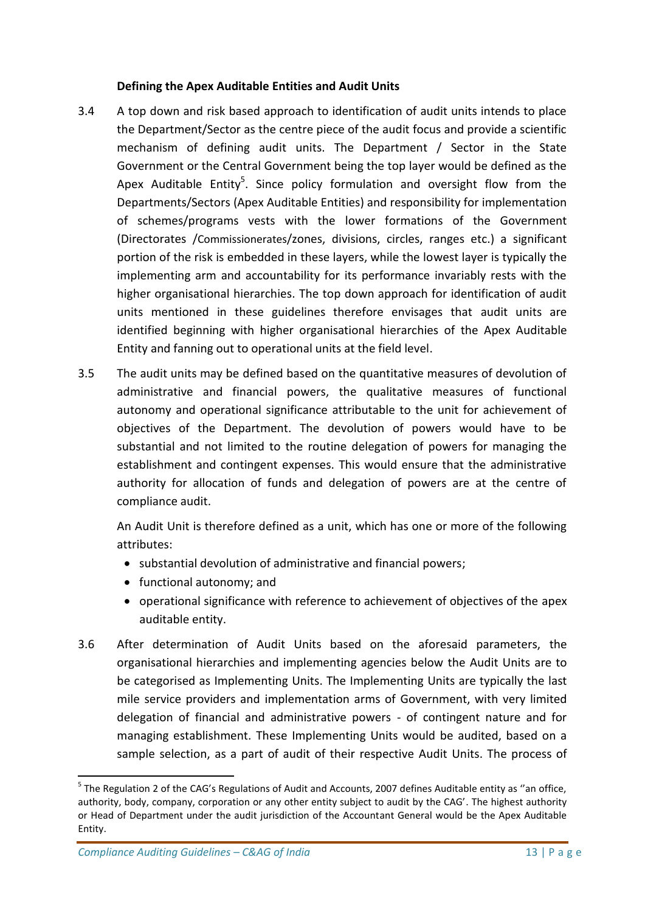### Defining the Apex Auditable Entities and Audit Units

3.4 A top down and risk based approach to identification of audit units intends to place the Department/Sector as the centre piece of the audit focus and provide a scientific mechanism of defining audit units. The Department / Sector in the State Government or the Central Government being the top layer would be defined as the Apex Auditable Entity[5]. Since policy formulation and oversight flow from the Departments/Sectors (Apex Auditable Entities) and responsibility for implementation of schemes/programs vests with the lower formations of the Government (Directorates /Commissionerates/zones, divisions, circles, ranges etc.) a significant portion of the risk is embedded in these layers, while the lowest layer is typically the implementing arm and accountability for its performance invariably rests with the higher organisational hierarchies. The top down approach for identification of audit units mentioned in these guidelines therefore envisages that audit units are identified beginning with higher organisational hierarchies of the Apex Auditable Entity and fanning out to operational units at the field level.

3.5 The audit units may be defined based on the quantitative measures of devolution of administrative and financial powers, the qualitative measures of functional autonomy and operational significance attributable to the unit for achievement of objectives of the Department. The devolution of powers would have to be substantial and not limited to the routine delegation of powers for managing the establishment and contingent expenses. This would ensure that the administrative authority for allocation of funds and delegation of powers are at the centre of compliance audit.

An Audit Unit is therefore defined as a unit, which has one or more of the following attributes:

- substantial devolution of administrative and financial powers;
- functional autonomy; and
- operational significance with reference to achievement of objectives of the apex auditable entity.

3.6 After determination of Audit Units based on the aforesaid parameters, the organisational hierarchies and implementing agencies below the Audit Units are to be categorised as Implementing Units. The Implementing Units are typically the last mile service providers and implementation arms of Government, with very limited delegation of financial and administrative powers - of contingent nature and for managing establishment. These Implementing Units would be audited, based on a sample selection, as a part of audit of their respective Audit Units. The process of

---

[5] The Regulation 2 of the CAG's Regulations of Audit and Accounts, 2007 defines Auditable entity as ''an office, authority, body, company, corporation or any other entity subject to audit by the CAG'. The highest authority or Head of Department under the audit jurisdiction of the Accountant General would be the Apex Auditable Entity.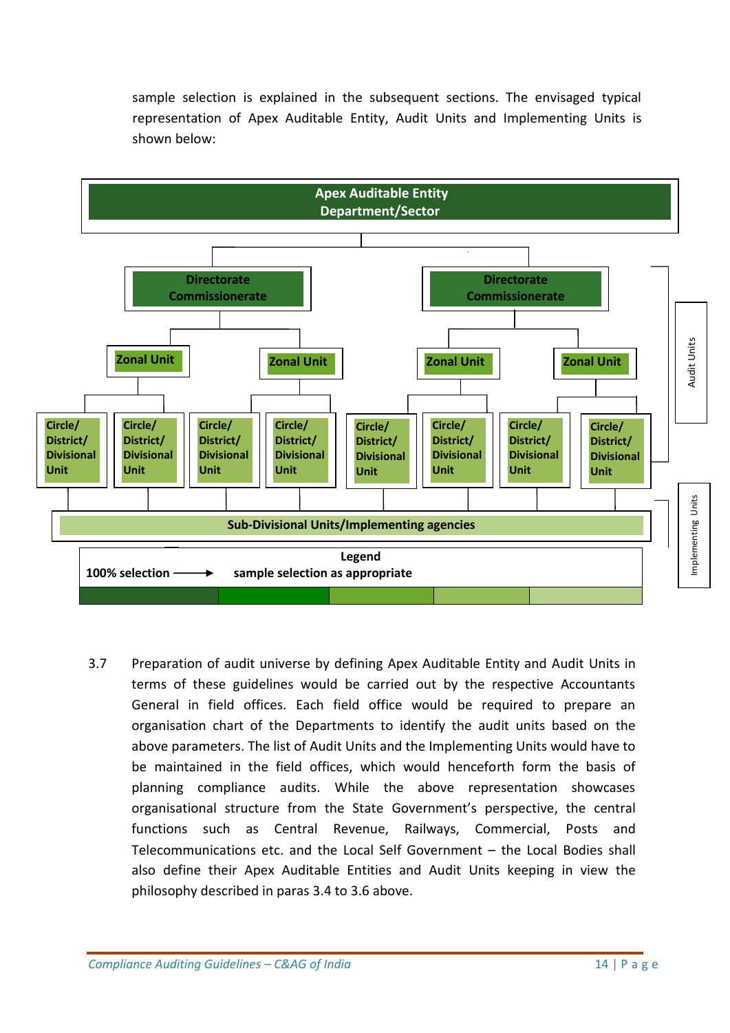sample selection is explained in the subsequent sections. The envisaged typical representation of Apex Auditable Entity, Audit Units and Implementing Units is shown below:

**Apex Auditable Entity**
**Department/Sector**

**Directorate Commissionerate** | **Directorate Commissionerate**

**Zonal Unit** | **Zonal Unit** | **Zonal Unit** | **Zonal Unit**

**Circle/ District/ Divisional Unit** (×8)

**Sub-Divisional Units/Implementing agencies**

Audit Units

Implementing Units

**Legend**

**100% selection** ⟶ **sample selection as appropriate**

3.7 Preparation of audit universe by defining Apex Auditable Entity and Audit Units in terms of these guidelines would be carried out by the respective Accountants General in field offices. Each field office would be required to prepare an organisation chart of the Departments to identify the audit units based on the above parameters. The list of Audit Units and the Implementing Units would have to be maintained in the field offices, which would henceforth form the basis of planning compliance audits. While the above representation showcases organisational structure from the State Government's perspective, the central functions such as Central Revenue, Railways, Commercial, Posts and Telecommunications etc. and the Local Self Government – the Local Bodies shall also define their Apex Auditable Entities and Audit Units keeping in view the philosophy described in paras 3.4 to 3.6 above.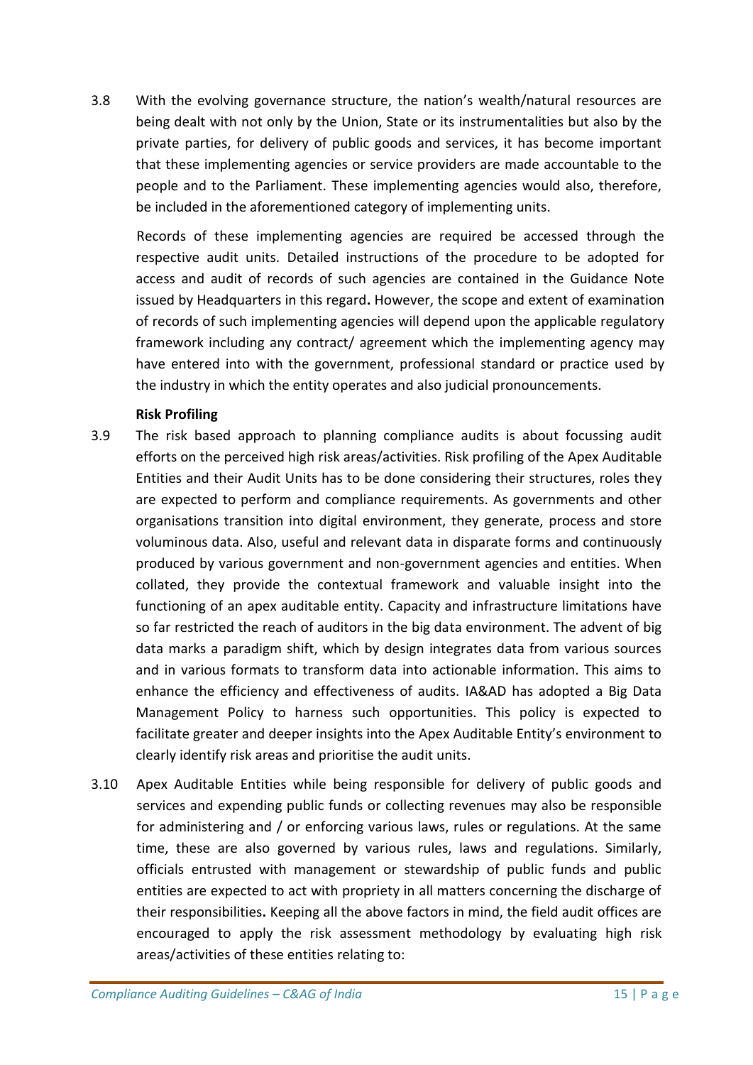3.8 With the evolving governance structure, the nation's wealth/natural resources are being dealt with not only by the Union, State or its instrumentalities but also by the private parties, for delivery of public goods and services, it has become important that these implementing agencies or service providers are made accountable to the people and to the Parliament. These implementing agencies would also, therefore, be included in the aforementioned category of implementing units.

Records of these implementing agencies are required be accessed through the respective audit units. Detailed instructions of the procedure to be adopted for access and audit of records of such agencies are contained in the Guidance Note issued by Headquarters in this regard**.** However, the scope and extent of examination of records of such implementing agencies will depend upon the applicable regulatory framework including any contract/ agreement which the implementing agency may have entered into with the government, professional standard or practice used by the industry in which the entity operates and also judicial pronouncements.

**Risk Profiling**

3.9 The risk based approach to planning compliance audits is about focussing audit efforts on the perceived high risk areas/activities. Risk profiling of the Apex Auditable Entities and their Audit Units has to be done considering their structures, roles they are expected to perform and compliance requirements. As governments and other organisations transition into digital environment, they generate, process and store voluminous data. Also, useful and relevant data in disparate forms and continuously produced by various government and non-government agencies and entities. When collated, they provide the contextual framework and valuable insight into the functioning of an apex auditable entity. Capacity and infrastructure limitations have so far restricted the reach of auditors in the big data environment. The advent of big data marks a paradigm shift, which by design integrates data from various sources and in various formats to transform data into actionable information. This aims to enhance the efficiency and effectiveness of audits. IA&AD has adopted a Big Data Management Policy to harness such opportunities. This policy is expected to facilitate greater and deeper insights into the Apex Auditable Entity's environment to clearly identify risk areas and prioritise the audit units.

3.10 Apex Auditable Entities while being responsible for delivery of public goods and services and expending public funds or collecting revenues may also be responsible for administering and / or enforcing various laws, rules or regulations. At the same time, these are also governed by various rules, laws and regulations. Similarly, officials entrusted with management or stewardship of public funds and public entities are expected to act with propriety in all matters concerning the discharge of their responsibilities**.** Keeping all the above factors in mind, the field audit offices are encouraged to apply the risk assessment methodology by evaluating high risk areas/activities of these entities relating to: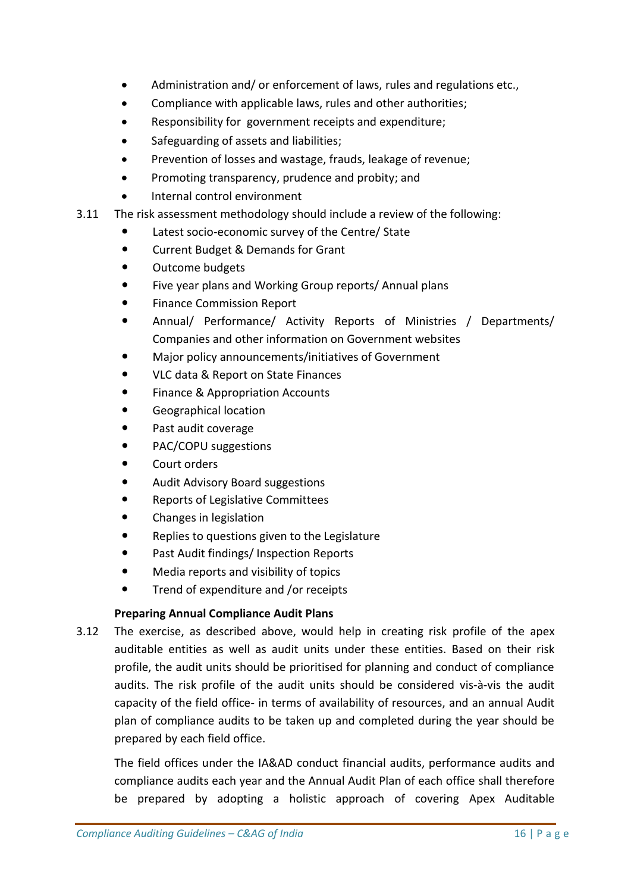- Administration and/ or enforcement of laws, rules and regulations etc.,
- Compliance with applicable laws, rules and other authorities;
- Responsibility for government receipts and expenditure;
- Safeguarding of assets and liabilities;
- Prevention of losses and wastage, frauds, leakage of revenue;
- Promoting transparency, prudence and probity; and
- Internal control environment

3.11 The risk assessment methodology should include a review of the following:

- Latest socio-economic survey of the Centre/ State
- Current Budget & Demands for Grant
- Outcome budgets
- Five year plans and Working Group reports/ Annual plans
- Finance Commission Report
- Annual/ Performance/ Activity Reports of Ministries / Departments/ Companies and other information on Government websites
- Major policy announcements/initiatives of Government
- VLC data & Report on State Finances
- Finance & Appropriation Accounts
- Geographical location
- Past audit coverage
- PAC/COPU suggestions
- Court orders
- Audit Advisory Board suggestions
- Reports of Legislative Committees
- Changes in legislation
- Replies to questions given to the Legislature
- Past Audit findings/ Inspection Reports
- Media reports and visibility of topics
- Trend of expenditure and /or receipts

**Preparing Annual Compliance Audit Plans**

3.12 The exercise, as described above, would help in creating risk profile of the apex auditable entities as well as audit units under these entities. Based on their risk profile, the audit units should be prioritised for planning and conduct of compliance audits. The risk profile of the audit units should be considered vis-à-vis the audit capacity of the field office- in terms of availability of resources, and an annual Audit plan of compliance audits to be taken up and completed during the year should be prepared by each field office.

The field offices under the IA&AD conduct financial audits, performance audits and compliance audits each year and the Annual Audit Plan of each office shall therefore be prepared by adopting a holistic approach of covering Apex Auditable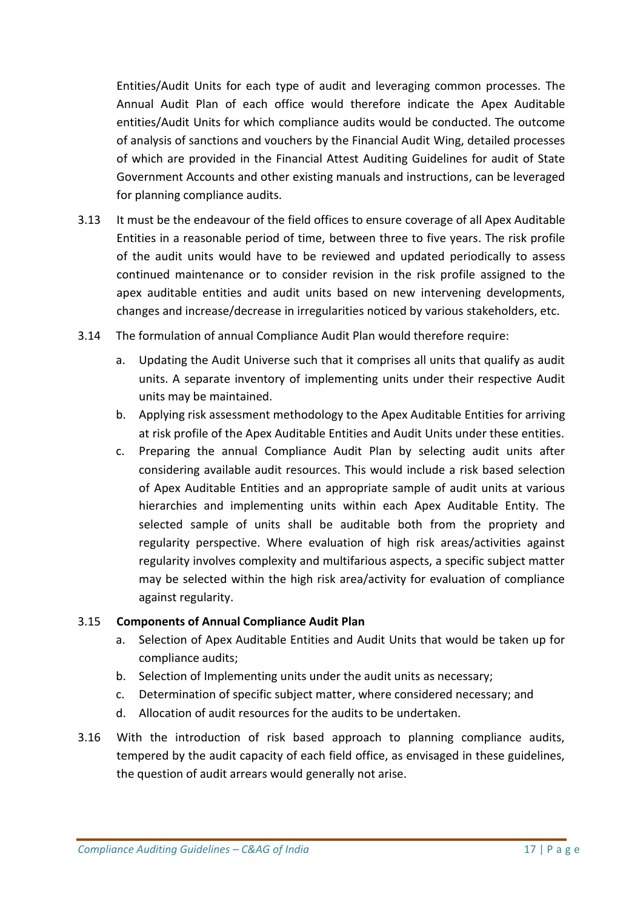Entities/Audit Units for each type of audit and leveraging common processes. The Annual Audit Plan of each office would therefore indicate the Apex Auditable entities/Audit Units for which compliance audits would be conducted. The outcome of analysis of sanctions and vouchers by the Financial Audit Wing, detailed processes of which are provided in the Financial Attest Auditing Guidelines for audit of State Government Accounts and other existing manuals and instructions, can be leveraged for planning compliance audits.

3.13 It must be the endeavour of the field offices to ensure coverage of all Apex Auditable Entities in a reasonable period of time, between three to five years. The risk profile of the audit units would have to be reviewed and updated periodically to assess continued maintenance or to consider revision in the risk profile assigned to the apex auditable entities and audit units based on new intervening developments, changes and increase/decrease in irregularities noticed by various stakeholders, etc.

3.14 The formulation of annual Compliance Audit Plan would therefore require:

a. Updating the Audit Universe such that it comprises all units that qualify as audit units. A separate inventory of implementing units under their respective Audit units may be maintained.

b. Applying risk assessment methodology to the Apex Auditable Entities for arriving at risk profile of the Apex Auditable Entities and Audit Units under these entities.

c. Preparing the annual Compliance Audit Plan by selecting audit units after considering available audit resources. This would include a risk based selection of Apex Auditable Entities and an appropriate sample of audit units at various hierarchies and implementing units within each Apex Auditable Entity. The selected sample of units shall be auditable both from the propriety and regularity perspective. Where evaluation of high risk areas/activities against regularity involves complexity and multifarious aspects, a specific subject matter may be selected within the high risk area/activity for evaluation of compliance against regularity.

3.15 **Components of Annual Compliance Audit Plan**

a. Selection of Apex Auditable Entities and Audit Units that would be taken up for compliance audits;

b. Selection of Implementing units under the audit units as necessary;

c. Determination of specific subject matter, where considered necessary; and

d. Allocation of audit resources for the audits to be undertaken.

3.16 With the introduction of risk based approach to planning compliance audits, tempered by the audit capacity of each field office, as envisaged in these guidelines, the question of audit arrears would generally not arise.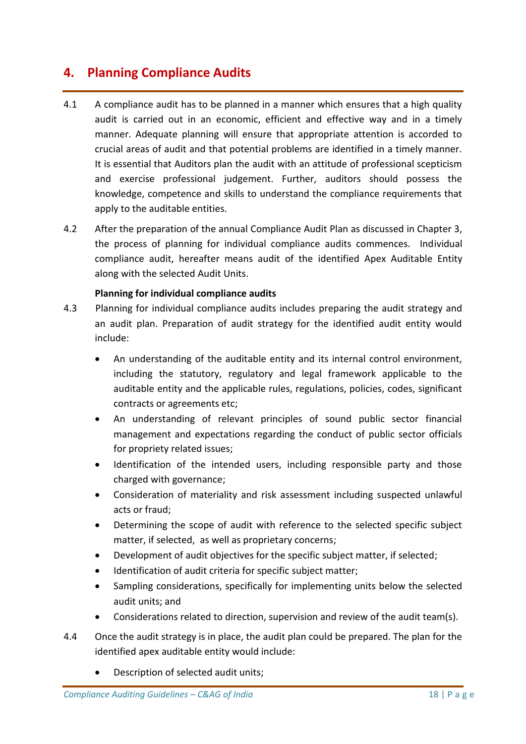# 4. Planning Compliance Audits

4.1 A compliance audit has to be planned in a manner which ensures that a high quality audit is carried out in an economic, efficient and effective way and in a timely manner. Adequate planning will ensure that appropriate attention is accorded to crucial areas of audit and that potential problems are identified in a timely manner. It is essential that Auditors plan the audit with an attitude of professional scepticism and exercise professional judgement. Further, auditors should possess the knowledge, competence and skills to understand the compliance requirements that apply to the auditable entities.

4.2 After the preparation of the annual Compliance Audit Plan as discussed in Chapter 3, the process of planning for individual compliance audits commences. Individual compliance audit, hereafter means audit of the identified Apex Auditable Entity along with the selected Audit Units.

**Planning for individual compliance audits**

4.3 Planning for individual compliance audits includes preparing the audit strategy and an audit plan. Preparation of audit strategy for the identified audit entity would include:

- An understanding of the auditable entity and its internal control environment, including the statutory, regulatory and legal framework applicable to the auditable entity and the applicable rules, regulations, policies, codes, significant contracts or agreements etc;
- An understanding of relevant principles of sound public sector financial management and expectations regarding the conduct of public sector officials for propriety related issues;
- Identification of the intended users, including responsible party and those charged with governance;
- Consideration of materiality and risk assessment including suspected unlawful acts or fraud;
- Determining the scope of audit with reference to the selected specific subject matter, if selected, as well as proprietary concerns;
- Development of audit objectives for the specific subject matter, if selected;
- Identification of audit criteria for specific subject matter;
- Sampling considerations, specifically for implementing units below the selected audit units; and
- Considerations related to direction, supervision and review of the audit team(s).

4.4 Once the audit strategy is in place, the audit plan could be prepared. The plan for the identified apex auditable entity would include:

- Description of selected audit units;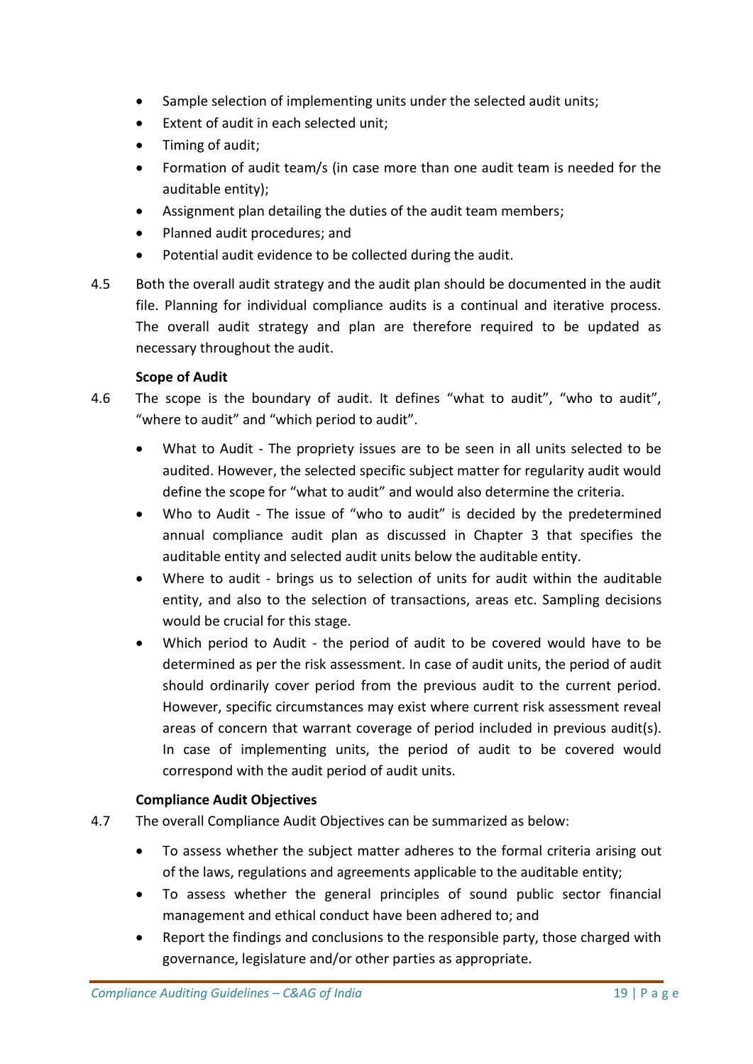- Sample selection of implementing units under the selected audit units;
- Extent of audit in each selected unit;
- Timing of audit;
- Formation of audit team/s (in case more than one audit team is needed for the auditable entity);
- Assignment plan detailing the duties of the audit team members;
- Planned audit procedures; and
- Potential audit evidence to be collected during the audit.

4.5 Both the overall audit strategy and the audit plan should be documented in the audit file. Planning for individual compliance audits is a continual and iterative process. The overall audit strategy and plan are therefore required to be updated as necessary throughout the audit.

**Scope of Audit**

4.6 The scope is the boundary of audit. It defines "what to audit", "who to audit", "where to audit" and "which period to audit".

- What to Audit - The propriety issues are to be seen in all units selected to be audited. However, the selected specific subject matter for regularity audit would define the scope for "what to audit" and would also determine the criteria.
- Who to Audit - The issue of "who to audit" is decided by the predetermined annual compliance audit plan as discussed in Chapter 3 that specifies the auditable entity and selected audit units below the auditable entity.
- Where to audit - brings us to selection of units for audit within the auditable entity, and also to the selection of transactions, areas etc. Sampling decisions would be crucial for this stage.
- Which period to Audit - the period of audit to be covered would have to be determined as per the risk assessment. In case of audit units, the period of audit should ordinarily cover period from the previous audit to the current period. However, specific circumstances may exist where current risk assessment reveal areas of concern that warrant coverage of period included in previous audit(s). In case of implementing units, the period of audit to be covered would correspond with the audit period of audit units.

**Compliance Audit Objectives**

4.7 The overall Compliance Audit Objectives can be summarized as below:

- To assess whether the subject matter adheres to the formal criteria arising out of the laws, regulations and agreements applicable to the auditable entity;
- To assess whether the general principles of sound public sector financial management and ethical conduct have been adhered to; and
- Report the findings and conclusions to the responsible party, those charged with governance, legislature and/or other parties as appropriate.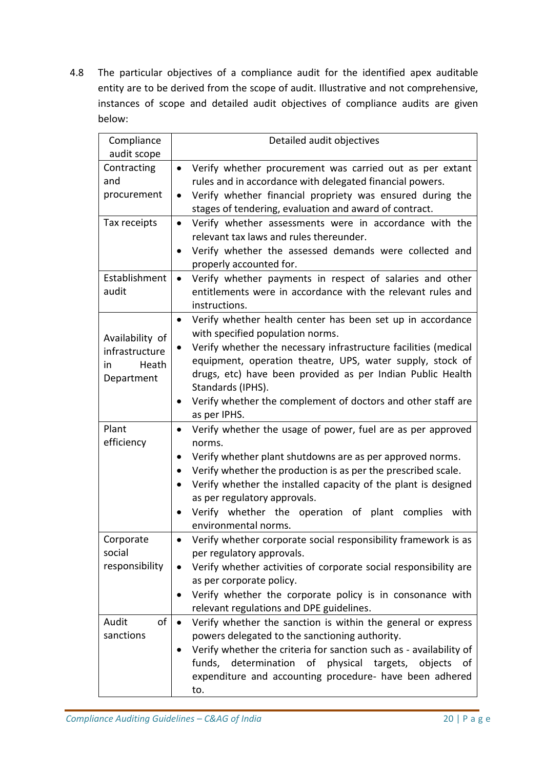4.8 The particular objectives of a compliance audit for the identified apex auditable entity are to be derived from the scope of audit. Illustrative and not comprehensive, instances of scope and detailed audit objectives of compliance audits are given below:

| Compliance audit scope | Detailed audit objectives |
|---|---|
| Contracting and procurement | • Verify whether procurement was carried out as per extant rules and in accordance with delegated financial powers.<br>• Verify whether financial propriety was ensured during the stages of tendering, evaluation and award of contract. |
| Tax receipts | • Verify whether assessments were in accordance with the relevant tax laws and rules thereunder.<br>• Verify whether the assessed demands were collected and properly accounted for. |
| Establishment audit | • Verify whether payments in respect of salaries and other entitlements were in accordance with the relevant rules and instructions. |
| Availability of infrastructure in Heath Department | • Verify whether health center has been set up in accordance with specified population norms.<br>• Verify whether the necessary infrastructure facilities (medical equipment, operation theatre, UPS, water supply, stock of drugs, etc) have been provided as per Indian Public Health Standards (IPHS).<br>• Verify whether the complement of doctors and other staff are as per IPHS. |
| Plant efficiency | • Verify whether the usage of power, fuel are as per approved norms.<br>• Verify whether plant shutdowns are as per approved norms.<br>• Verify whether the production is as per the prescribed scale.<br>• Verify whether the installed capacity of the plant is designed as per regulatory approvals.<br>• Verify whether the operation of plant complies with environmental norms. |
| Corporate social responsibility | • Verify whether corporate social responsibility framework is as per regulatory approvals.<br>• Verify whether activities of corporate social responsibility are as per corporate policy.<br>• Verify whether the corporate policy is in consonance with relevant regulations and DPE guidelines. |
| Audit of sanctions | • Verify whether the sanction is within the general or express powers delegated to the sanctioning authority.<br>• Verify whether the criteria for sanction such as - availability of funds, determination of physical targets, objects of expenditure and accounting procedure- have been adhered to. |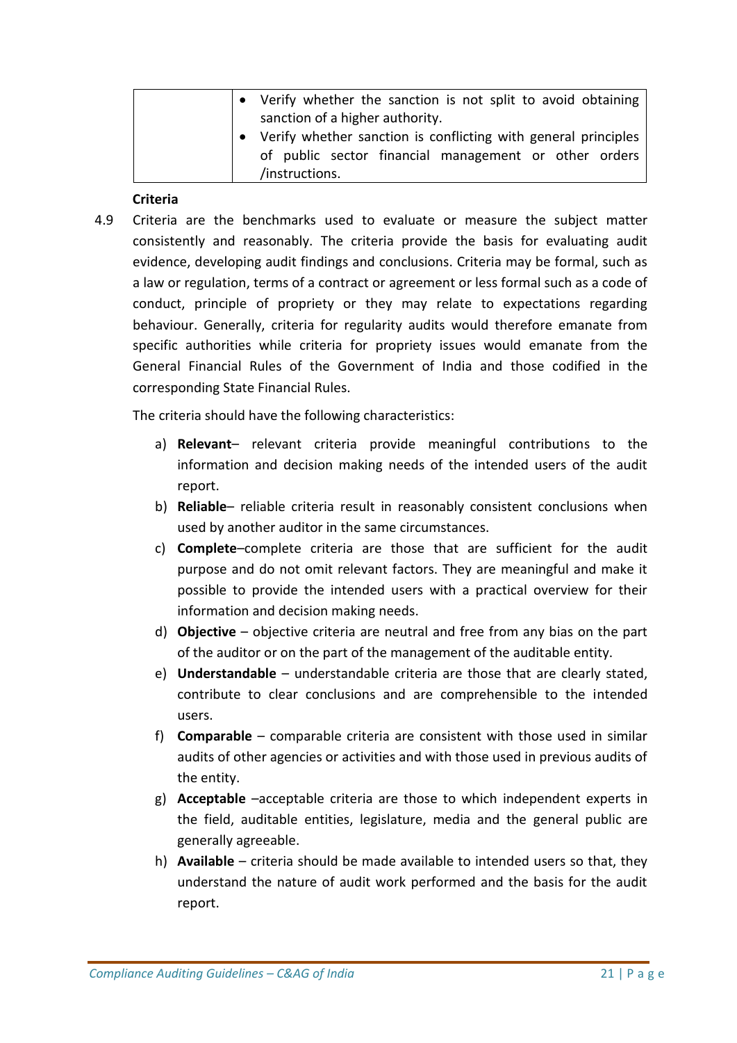| | |
|---|---|
| | • Verify whether the sanction is not split to avoid obtaining sanction of a higher authority.<br>• Verify whether sanction is conflicting with general principles of public sector financial management or other orders /instructions. |

**Criteria**

4.9 Criteria are the benchmarks used to evaluate or measure the subject matter consistently and reasonably. The criteria provide the basis for evaluating audit evidence, developing audit findings and conclusions. Criteria may be formal, such as a law or regulation, terms of a contract or agreement or less formal such as a code of conduct, principle of propriety or they may relate to expectations regarding behaviour. Generally, criteria for regularity audits would therefore emanate from specific authorities while criteria for propriety issues would emanate from the General Financial Rules of the Government of India and those codified in the corresponding State Financial Rules.

The criteria should have the following characteristics:

a) **Relevant**– relevant criteria provide meaningful contributions to the information and decision making needs of the intended users of the audit report.

b) **Reliable**– reliable criteria result in reasonably consistent conclusions when used by another auditor in the same circumstances.

c) **Complete**–complete criteria are those that are sufficient for the audit purpose and do not omit relevant factors. They are meaningful and make it possible to provide the intended users with a practical overview for their information and decision making needs.

d) **Objective** – objective criteria are neutral and free from any bias on the part of the auditor or on the part of the management of the auditable entity.

e) **Understandable** – understandable criteria are those that are clearly stated, contribute to clear conclusions and are comprehensible to the intended users.

f) **Comparable** – comparable criteria are consistent with those used in similar audits of other agencies or activities and with those used in previous audits of the entity.

g) **Acceptable** –acceptable criteria are those to which independent experts in the field, auditable entities, legislature, media and the general public are generally agreeable.

h) **Available** – criteria should be made available to intended users so that, they understand the nature of audit work performed and the basis for the audit report.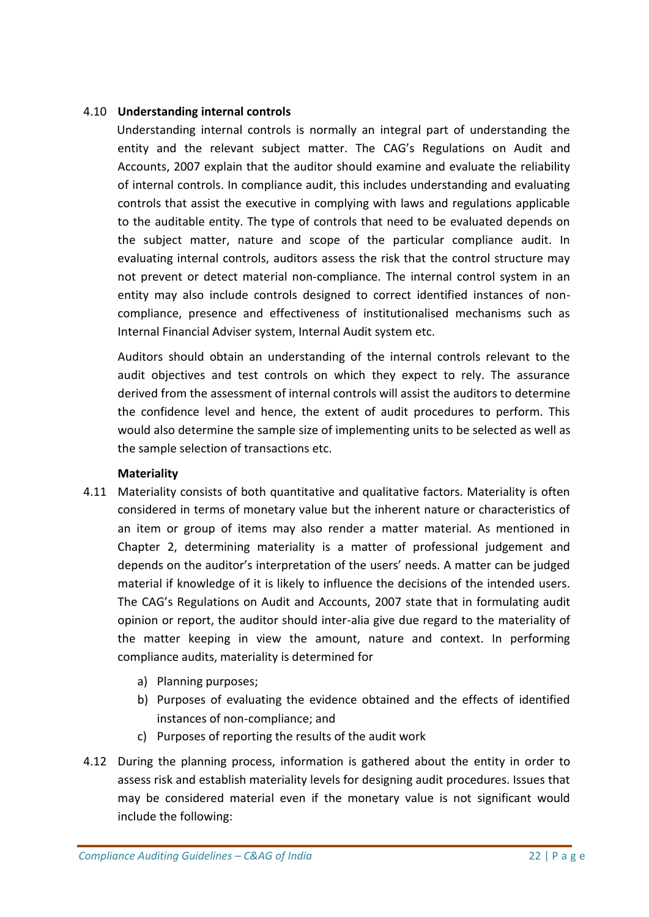### 4.10 **Understanding internal controls**

Understanding internal controls is normally an integral part of understanding the entity and the relevant subject matter. The CAG's Regulations on Audit and Accounts, 2007 explain that the auditor should examine and evaluate the reliability of internal controls. In compliance audit, this includes understanding and evaluating controls that assist the executive in complying with laws and regulations applicable to the auditable entity. The type of controls that need to be evaluated depends on the subject matter, nature and scope of the particular compliance audit. In evaluating internal controls, auditors assess the risk that the control structure may not prevent or detect material non-compliance. The internal control system in an entity may also include controls designed to correct identified instances of non-compliance, presence and effectiveness of institutionalised mechanisms such as Internal Financial Adviser system, Internal Audit system etc.

Auditors should obtain an understanding of the internal controls relevant to the audit objectives and test controls on which they expect to rely. The assurance derived from the assessment of internal controls will assist the auditors to determine the confidence level and hence, the extent of audit procedures to perform. This would also determine the sample size of implementing units to be selected as well as the sample selection of transactions etc.

**Materiality**

4.11 Materiality consists of both quantitative and qualitative factors. Materiality is often considered in terms of monetary value but the inherent nature or characteristics of an item or group of items may also render a matter material. As mentioned in Chapter 2, determining materiality is a matter of professional judgement and depends on the auditor's interpretation of the users' needs. A matter can be judged material if knowledge of it is likely to influence the decisions of the intended users. The CAG's Regulations on Audit and Accounts, 2007 state that in formulating audit opinion or report, the auditor should inter-alia give due regard to the materiality of the matter keeping in view the amount, nature and context. In performing compliance audits, materiality is determined for

a) Planning purposes;
b) Purposes of evaluating the evidence obtained and the effects of identified instances of non-compliance; and
c) Purposes of reporting the results of the audit work

4.12 During the planning process, information is gathered about the entity in order to assess risk and establish materiality levels for designing audit procedures. Issues that may be considered material even if the monetary value is not significant would include the following: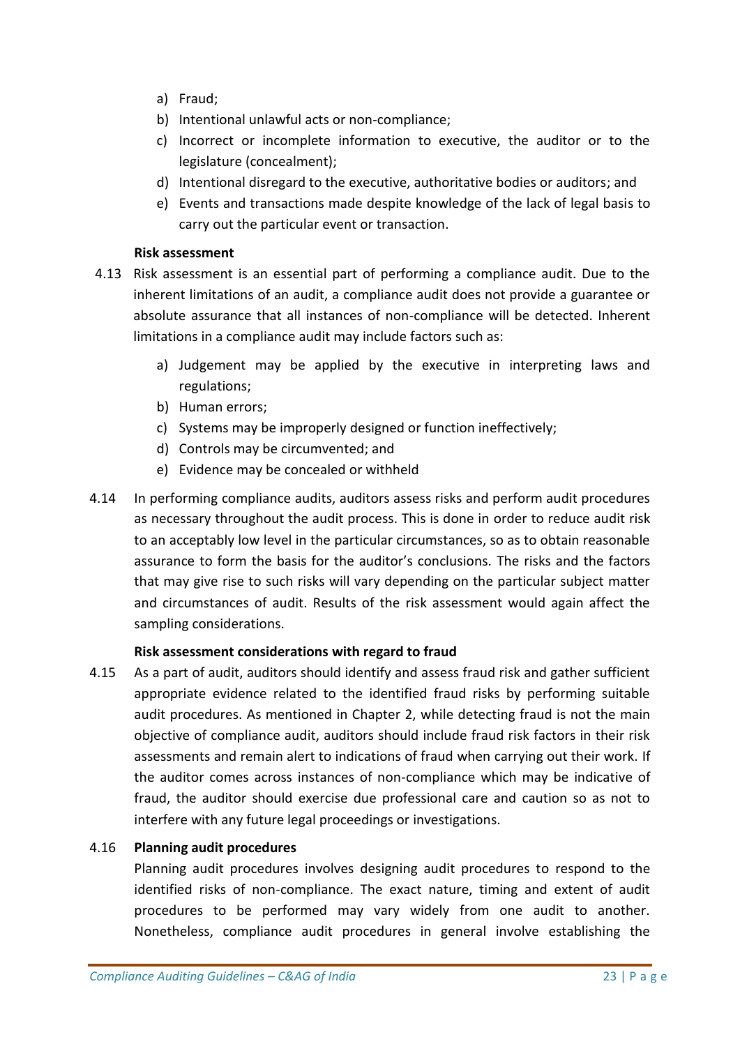a) Fraud;
b) Intentional unlawful acts or non-compliance;
c) Incorrect or incomplete information to executive, the auditor or to the legislature (concealment);
d) Intentional disregard to the executive, authoritative bodies or auditors; and
e) Events and transactions made despite knowledge of the lack of legal basis to carry out the particular event or transaction.

**Risk assessment**

4.13 Risk assessment is an essential part of performing a compliance audit. Due to the inherent limitations of an audit, a compliance audit does not provide a guarantee or absolute assurance that all instances of non-compliance will be detected. Inherent limitations in a compliance audit may include factors such as:

a) Judgement may be applied by the executive in interpreting laws and regulations;
b) Human errors;
c) Systems may be improperly designed or function ineffectively;
d) Controls may be circumvented; and
e) Evidence may be concealed or withheld

4.14 In performing compliance audits, auditors assess risks and perform audit procedures as necessary throughout the audit process. This is done in order to reduce audit risk to an acceptably low level in the particular circumstances, so as to obtain reasonable assurance to form the basis for the auditor's conclusions. The risks and the factors that may give rise to such risks will vary depending on the particular subject matter and circumstances of audit. Results of the risk assessment would again affect the sampling considerations.

**Risk assessment considerations with regard to fraud**

4.15 As a part of audit, auditors should identify and assess fraud risk and gather sufficient appropriate evidence related to the identified fraud risks by performing suitable audit procedures. As mentioned in Chapter 2, while detecting fraud is not the main objective of compliance audit, auditors should include fraud risk factors in their risk assessments and remain alert to indications of fraud when carrying out their work. If the auditor comes across instances of non-compliance which may be indicative of fraud, the auditor should exercise due professional care and caution so as not to interfere with any future legal proceedings or investigations.

4.16 **Planning audit procedures**

Planning audit procedures involves designing audit procedures to respond to the identified risks of non-compliance. The exact nature, timing and extent of audit procedures to be performed may vary widely from one audit to another. Nonetheless, compliance audit procedures in general involve establishing the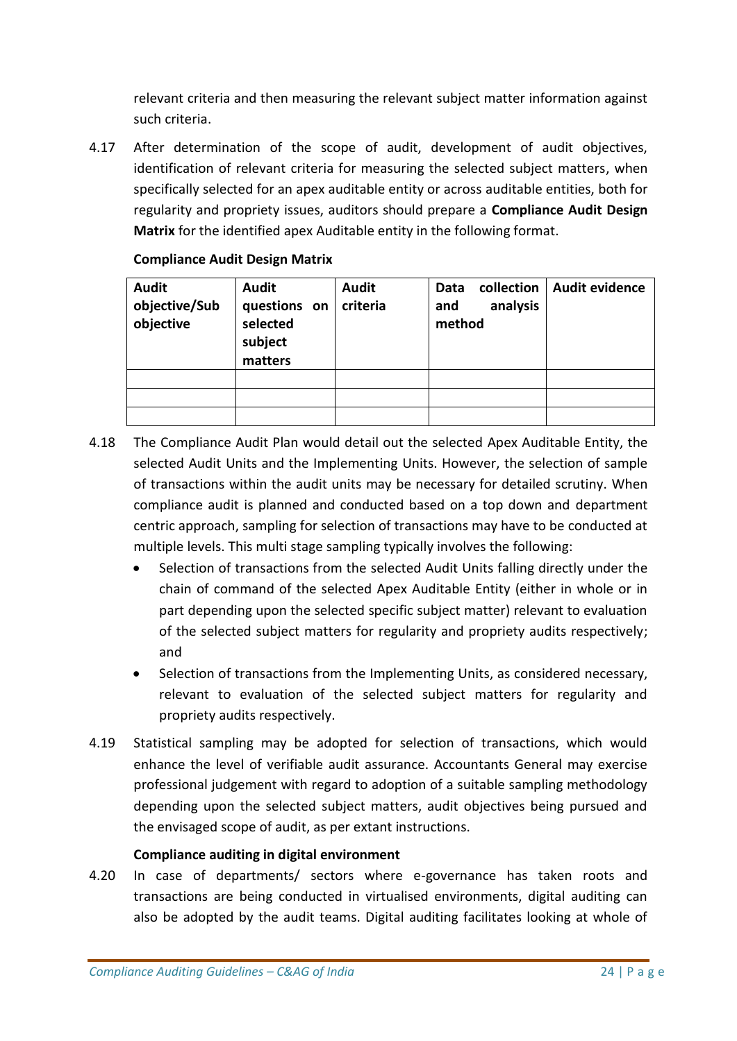relevant criteria and then measuring the relevant subject matter information against such criteria.

4.17 After determination of the scope of audit, development of audit objectives, identification of relevant criteria for measuring the selected subject matters, when specifically selected for an apex auditable entity or across auditable entities, both for regularity and propriety issues, auditors should prepare a **Compliance Audit Design Matrix** for the identified apex Auditable entity in the following format.

**Compliance Audit Design Matrix**

| Audit objective/Sub objective | Audit questions on selected subject matters | Audit criteria | Data collection and analysis method | Audit evidence |
|---|---|---|---|---|
| | | | | |
| | | | | |
| | | | | |

4.18 The Compliance Audit Plan would detail out the selected Apex Auditable Entity, the selected Audit Units and the Implementing Units. However, the selection of sample of transactions within the audit units may be necessary for detailed scrutiny. When compliance audit is planned and conducted based on a top down and department centric approach, sampling for selection of transactions may have to be conducted at multiple levels. This multi stage sampling typically involves the following:

- Selection of transactions from the selected Audit Units falling directly under the chain of command of the selected Apex Auditable Entity (either in whole or in part depending upon the selected specific subject matter) relevant to evaluation of the selected subject matters for regularity and propriety audits respectively; and
- Selection of transactions from the Implementing Units, as considered necessary, relevant to evaluation of the selected subject matters for regularity and propriety audits respectively.

4.19 Statistical sampling may be adopted for selection of transactions, which would enhance the level of verifiable audit assurance. Accountants General may exercise professional judgement with regard to adoption of a suitable sampling methodology depending upon the selected subject matters, audit objectives being pursued and the envisaged scope of audit, as per extant instructions.

**Compliance auditing in digital environment**

4.20 In case of departments/ sectors where e-governance has taken roots and transactions are being conducted in virtualised environments, digital auditing can also be adopted by the audit teams. Digital auditing facilitates looking at whole of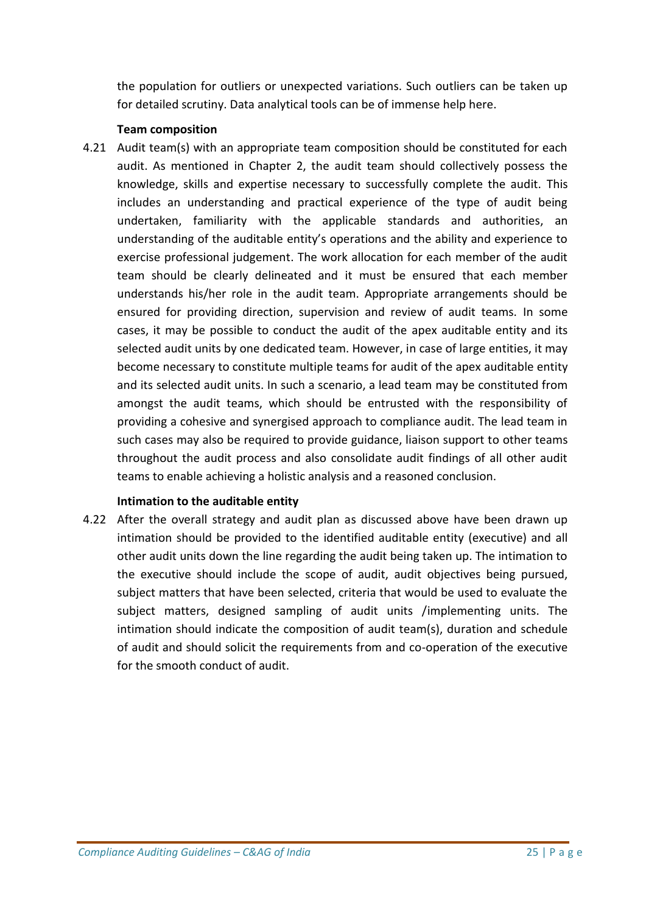the population for outliers or unexpected variations. Such outliers can be taken up for detailed scrutiny. Data analytical tools can be of immense help here.

**Team composition**

4.21 Audit team(s) with an appropriate team composition should be constituted for each audit. As mentioned in Chapter 2, the audit team should collectively possess the knowledge, skills and expertise necessary to successfully complete the audit. This includes an understanding and practical experience of the type of audit being undertaken, familiarity with the applicable standards and authorities, an understanding of the auditable entity's operations and the ability and experience to exercise professional judgement. The work allocation for each member of the audit team should be clearly delineated and it must be ensured that each member understands his/her role in the audit team. Appropriate arrangements should be ensured for providing direction, supervision and review of audit teams. In some cases, it may be possible to conduct the audit of the apex auditable entity and its selected audit units by one dedicated team. However, in case of large entities, it may become necessary to constitute multiple teams for audit of the apex auditable entity and its selected audit units. In such a scenario, a lead team may be constituted from amongst the audit teams, which should be entrusted with the responsibility of providing a cohesive and synergised approach to compliance audit. The lead team in such cases may also be required to provide guidance, liaison support to other teams throughout the audit process and also consolidate audit findings of all other audit teams to enable achieving a holistic analysis and a reasoned conclusion.

**Intimation to the auditable entity**

4.22 After the overall strategy and audit plan as discussed above have been drawn up intimation should be provided to the identified auditable entity (executive) and all other audit units down the line regarding the audit being taken up. The intimation to the executive should include the scope of audit, audit objectives being pursued, subject matters that have been selected, criteria that would be used to evaluate the subject matters, designed sampling of audit units /implementing units. The intimation should indicate the composition of audit team(s), duration and schedule of audit and should solicit the requirements from and co-operation of the executive for the smooth conduct of audit.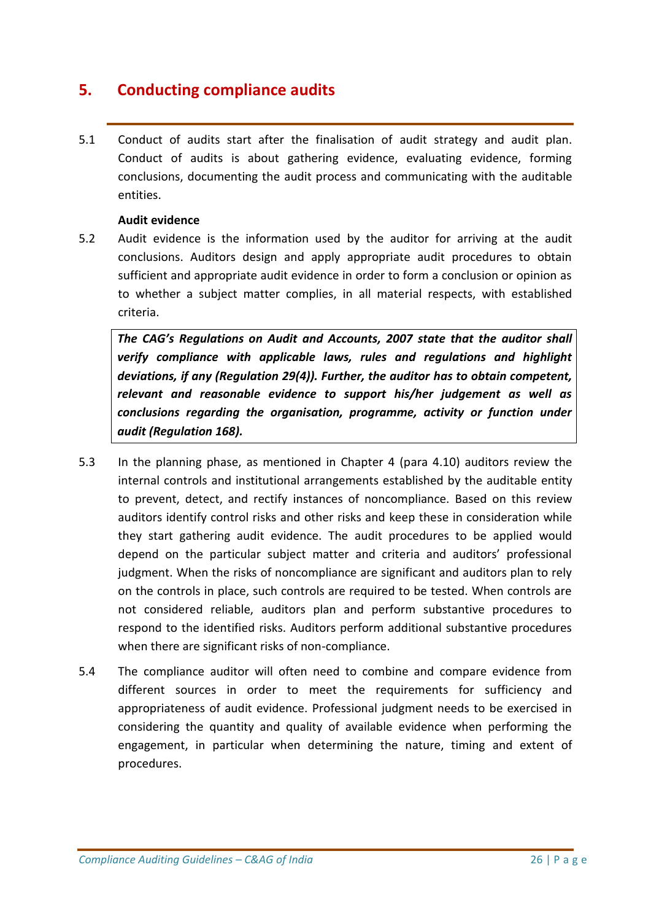## 5. Conducting compliance audits

5.1 Conduct of audits start after the finalisation of audit strategy and audit plan. Conduct of audits is about gathering evidence, evaluating evidence, forming conclusions, documenting the audit process and communicating with the auditable entities.

**Audit evidence**

5.2 Audit evidence is the information used by the auditor for arriving at the audit conclusions. Auditors design and apply appropriate audit procedures to obtain sufficient and appropriate audit evidence in order to form a conclusion or opinion as to whether a subject matter complies, in all material respects, with established criteria.

> ***The CAG's Regulations on Audit and Accounts, 2007 state that the auditor shall verify compliance with applicable laws, rules and regulations and highlight deviations, if any (Regulation 29(4)). Further, the auditor has to obtain competent, relevant and reasonable evidence to support his/her judgement as well as conclusions regarding the organisation, programme, activity or function under audit (Regulation 168).***

5.3 In the planning phase, as mentioned in Chapter 4 (para 4.10) auditors review the internal controls and institutional arrangements established by the auditable entity to prevent, detect, and rectify instances of noncompliance. Based on this review auditors identify control risks and other risks and keep these in consideration while they start gathering audit evidence. The audit procedures to be applied would depend on the particular subject matter and criteria and auditors' professional judgment. When the risks of noncompliance are significant and auditors plan to rely on the controls in place, such controls are required to be tested. When controls are not considered reliable, auditors plan and perform substantive procedures to respond to the identified risks. Auditors perform additional substantive procedures when there are significant risks of non-compliance.

5.4 The compliance auditor will often need to combine and compare evidence from different sources in order to meet the requirements for sufficiency and appropriateness of audit evidence. Professional judgment needs to be exercised in considering the quantity and quality of available evidence when performing the engagement, in particular when determining the nature, timing and extent of procedures.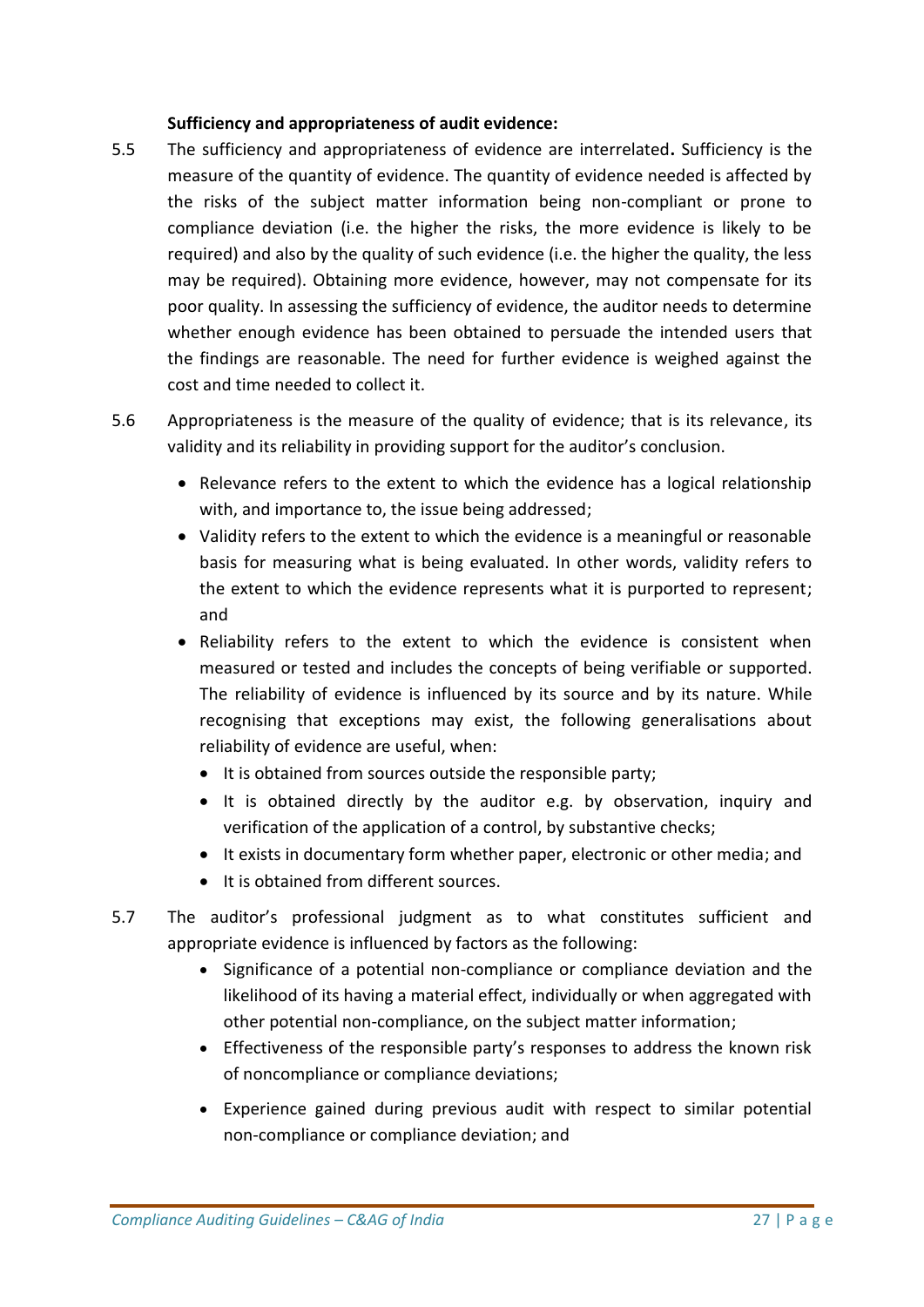**Sufficiency and appropriateness of audit evidence:**

5.5 The sufficiency and appropriateness of evidence are interrelated**.** Sufficiency is the measure of the quantity of evidence. The quantity of evidence needed is affected by the risks of the subject matter information being non-compliant or prone to compliance deviation (i.e. the higher the risks, the more evidence is likely to be required) and also by the quality of such evidence (i.e. the higher the quality, the less may be required). Obtaining more evidence, however, may not compensate for its poor quality. In assessing the sufficiency of evidence, the auditor needs to determine whether enough evidence has been obtained to persuade the intended users that the findings are reasonable. The need for further evidence is weighed against the cost and time needed to collect it.

5.6 Appropriateness is the measure of the quality of evidence; that is its relevance, its validity and its reliability in providing support for the auditor's conclusion.

- Relevance refers to the extent to which the evidence has a logical relationship with, and importance to, the issue being addressed;
- Validity refers to the extent to which the evidence is a meaningful or reasonable basis for measuring what is being evaluated. In other words, validity refers to the extent to which the evidence represents what it is purported to represent; and
- Reliability refers to the extent to which the evidence is consistent when measured or tested and includes the concepts of being verifiable or supported. The reliability of evidence is influenced by its source and by its nature. While recognising that exceptions may exist, the following generalisations about reliability of evidence are useful, when:
  - It is obtained from sources outside the responsible party;
  - It is obtained directly by the auditor e.g. by observation, inquiry and verification of the application of a control, by substantive checks;
  - It exists in documentary form whether paper, electronic or other media; and
  - It is obtained from different sources.

5.7 The auditor's professional judgment as to what constitutes sufficient and appropriate evidence is influenced by factors as the following:

- Significance of a potential non-compliance or compliance deviation and the likelihood of its having a material effect, individually or when aggregated with other potential non-compliance, on the subject matter information;
- Effectiveness of the responsible party's responses to address the known risk of noncompliance or compliance deviations;
- Experience gained during previous audit with respect to similar potential non-compliance or compliance deviation; and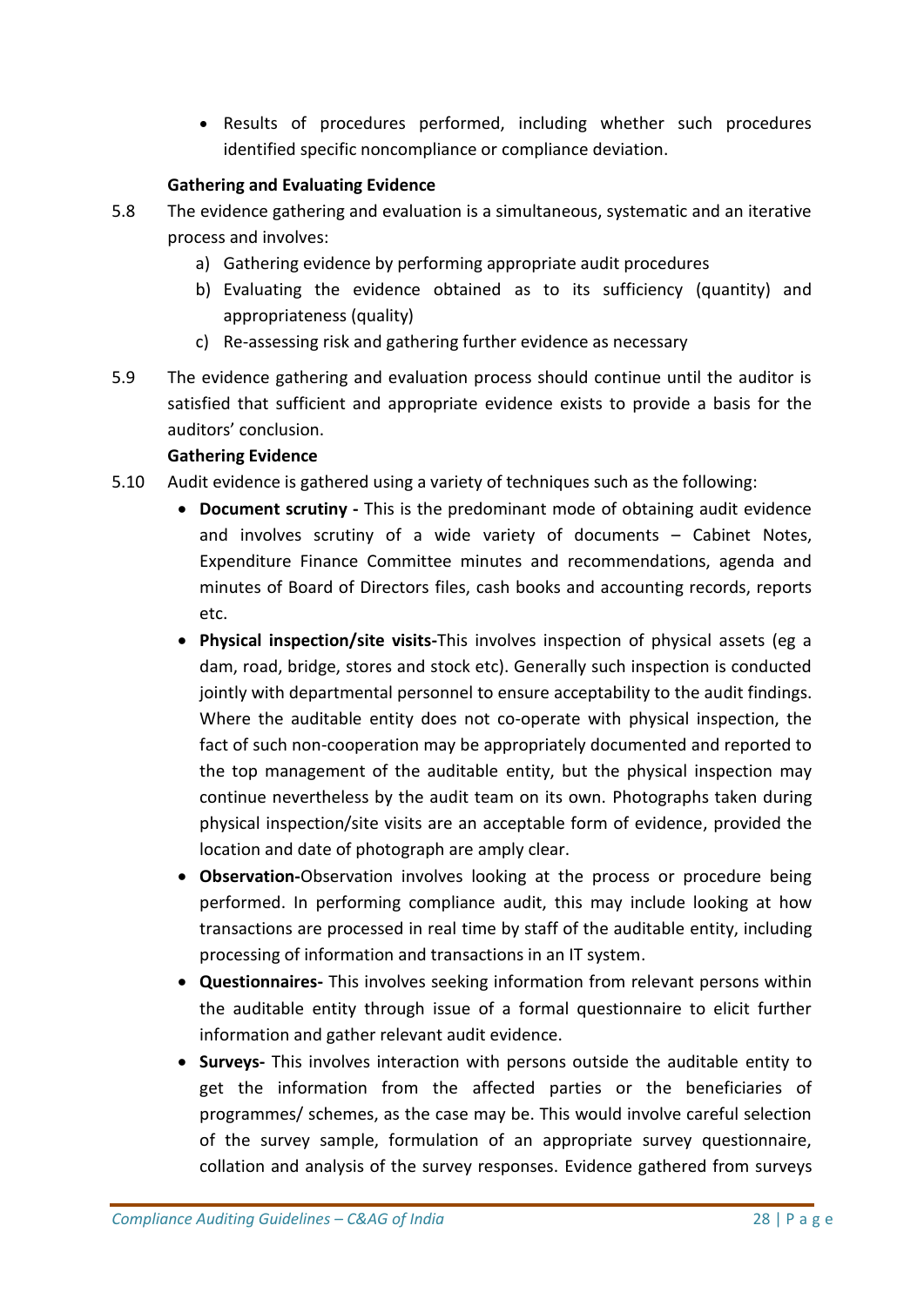- Results of procedures performed, including whether such procedures identified specific noncompliance or compliance deviation.

**Gathering and Evaluating Evidence**

5.8 The evidence gathering and evaluation is a simultaneous, systematic and an iterative process and involves:

a) Gathering evidence by performing appropriate audit procedures

b) Evaluating the evidence obtained as to its sufficiency (quantity) and appropriateness (quality)

c) Re-assessing risk and gathering further evidence as necessary

5.9 The evidence gathering and evaluation process should continue until the auditor is satisfied that sufficient and appropriate evidence exists to provide a basis for the auditors' conclusion.

**Gathering Evidence**

5.10 Audit evidence is gathered using a variety of techniques such as the following:

- **Document scrutiny -** This is the predominant mode of obtaining audit evidence and involves scrutiny of a wide variety of documents – Cabinet Notes, Expenditure Finance Committee minutes and recommendations, agenda and minutes of Board of Directors files, cash books and accounting records, reports etc.
- **Physical inspection/site visits-**This involves inspection of physical assets (eg a dam, road, bridge, stores and stock etc). Generally such inspection is conducted jointly with departmental personnel to ensure acceptability to the audit findings. Where the auditable entity does not co-operate with physical inspection, the fact of such non-cooperation may be appropriately documented and reported to the top management of the auditable entity, but the physical inspection may continue nevertheless by the audit team on its own. Photographs taken during physical inspection/site visits are an acceptable form of evidence, provided the location and date of photograph are amply clear.
- **Observation-**Observation involves looking at the process or procedure being performed. In performing compliance audit, this may include looking at how transactions are processed in real time by staff of the auditable entity, including processing of information and transactions in an IT system.
- **Questionnaires-** This involves seeking information from relevant persons within the auditable entity through issue of a formal questionnaire to elicit further information and gather relevant audit evidence.
- **Surveys-** This involves interaction with persons outside the auditable entity to get the information from the affected parties or the beneficiaries of programmes/ schemes, as the case may be. This would involve careful selection of the survey sample, formulation of an appropriate survey questionnaire, collation and analysis of the survey responses. Evidence gathered from surveys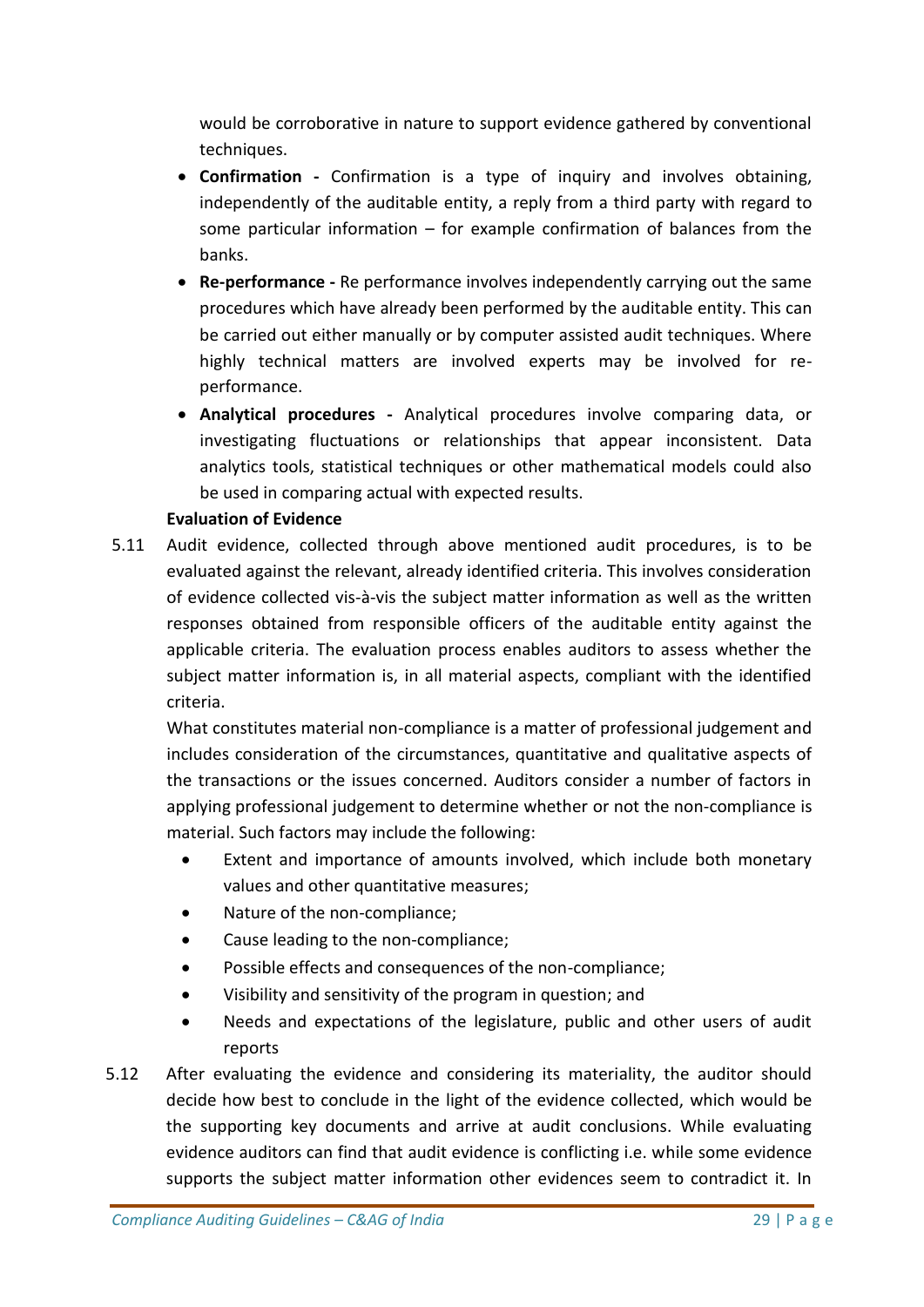would be corroborative in nature to support evidence gathered by conventional techniques.

- **Confirmation -** Confirmation is a type of inquiry and involves obtaining, independently of the auditable entity, a reply from a third party with regard to some particular information – for example confirmation of balances from the banks.
- **Re-performance -** Re performance involves independently carrying out the same procedures which have already been performed by the auditable entity. This can be carried out either manually or by computer assisted audit techniques. Where highly technical matters are involved experts may be involved for re-performance.
- **Analytical procedures -** Analytical procedures involve comparing data, or investigating fluctuations or relationships that appear inconsistent. Data analytics tools, statistical techniques or other mathematical models could also be used in comparing actual with expected results.

**Evaluation of Evidence**

5.11 Audit evidence, collected through above mentioned audit procedures, is to be evaluated against the relevant, already identified criteria. This involves consideration of evidence collected vis-à-vis the subject matter information as well as the written responses obtained from responsible officers of the auditable entity against the applicable criteria. The evaluation process enables auditors to assess whether the subject matter information is, in all material aspects, compliant with the identified criteria.

What constitutes material non-compliance is a matter of professional judgement and includes consideration of the circumstances, quantitative and qualitative aspects of the transactions or the issues concerned. Auditors consider a number of factors in applying professional judgement to determine whether or not the non-compliance is material. Such factors may include the following:

- Extent and importance of amounts involved, which include both monetary values and other quantitative measures;
- Nature of the non-compliance;
- Cause leading to the non-compliance;
- Possible effects and consequences of the non-compliance;
- Visibility and sensitivity of the program in question; and
- Needs and expectations of the legislature, public and other users of audit reports

5.12 After evaluating the evidence and considering its materiality, the auditor should decide how best to conclude in the light of the evidence collected, which would be the supporting key documents and arrive at audit conclusions. While evaluating evidence auditors can find that audit evidence is conflicting i.e. while some evidence supports the subject matter information other evidences seem to contradict it. In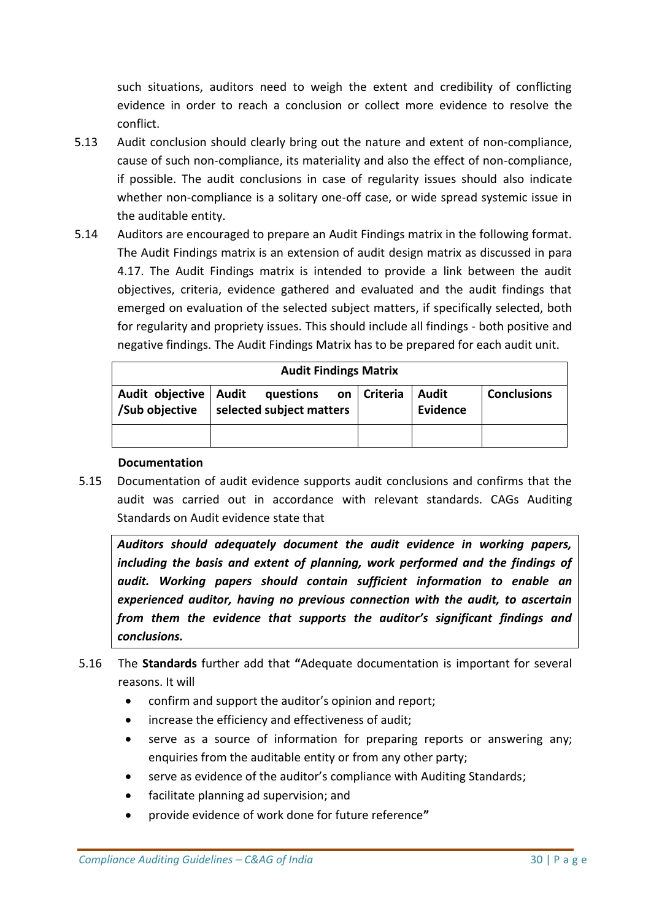such situations, auditors need to weigh the extent and credibility of conflicting evidence in order to reach a conclusion or collect more evidence to resolve the conflict.

5.13 Audit conclusion should clearly bring out the nature and extent of non-compliance, cause of such non-compliance, its materiality and also the effect of non-compliance, if possible. The audit conclusions in case of regularity issues should also indicate whether non-compliance is a solitary one-off case, or wide spread systemic issue in the auditable entity.

5.14 Auditors are encouraged to prepare an Audit Findings matrix in the following format. The Audit Findings matrix is an extension of audit design matrix as discussed in para 4.17. The Audit Findings matrix is intended to provide a link between the audit objectives, criteria, evidence gathered and evaluated and the audit findings that emerged on evaluation of the selected subject matters, if specifically selected, both for regularity and propriety issues. This should include all findings - both positive and negative findings. The Audit Findings Matrix has to be prepared for each audit unit.

| **Audit Findings Matrix** | | | | |
|---|---|---|---|---|
| **Audit objective /Sub objective** | **Audit questions on selected subject matters** | **Criteria** | **Audit Evidence** | **Conclusions** |
| | | | | |

**Documentation**

5.15 Documentation of audit evidence supports audit conclusions and confirms that the audit was carried out in accordance with relevant standards. CAGs Auditing Standards on Audit evidence state that

> ***Auditors should adequately document the audit evidence in working papers, including the basis and extent of planning, work performed and the findings of audit. Working papers should contain sufficient information to enable an experienced auditor, having no previous connection with the audit, to ascertain from them the evidence that supports the auditor's significant findings and conclusions.***

5.16 The **Standards** further add that **"**Adequate documentation is important for several reasons. It will

- confirm and support the auditor's opinion and report;
- increase the efficiency and effectiveness of audit;
- serve as a source of information for preparing reports or answering any; enquiries from the auditable entity or from any other party;
- serve as evidence of the auditor's compliance with Auditing Standards;
- facilitate planning ad supervision; and
- provide evidence of work done for future reference**"**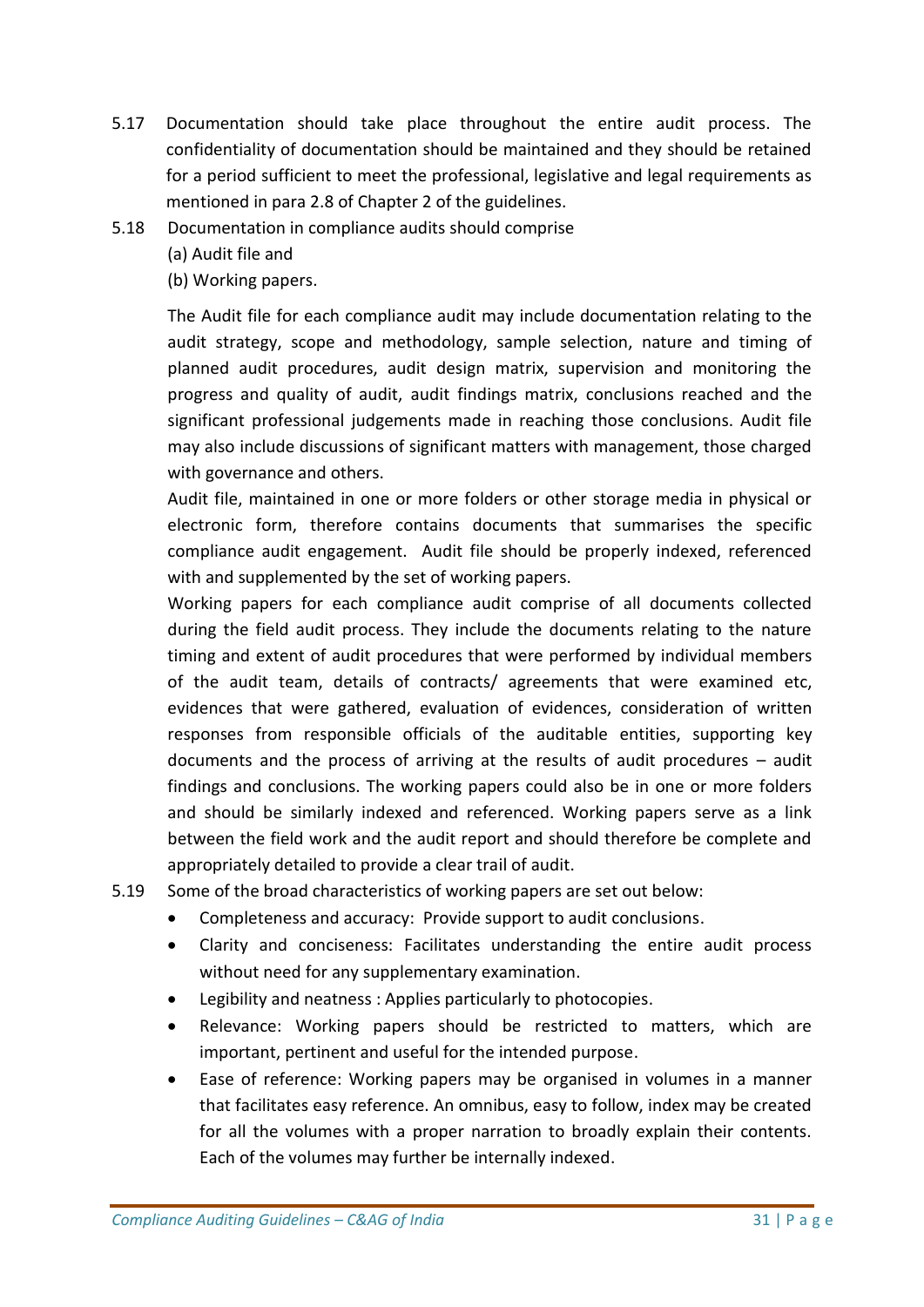5.17 Documentation should take place throughout the entire audit process. The confidentiality of documentation should be maintained and they should be retained for a period sufficient to meet the professional, legislative and legal requirements as mentioned in para 2.8 of Chapter 2 of the guidelines.

5.18 Documentation in compliance audits should comprise

(a) Audit file and

(b) Working papers.

The Audit file for each compliance audit may include documentation relating to the audit strategy, scope and methodology, sample selection, nature and timing of planned audit procedures, audit design matrix, supervision and monitoring the progress and quality of audit, audit findings matrix, conclusions reached and the significant professional judgements made in reaching those conclusions. Audit file may also include discussions of significant matters with management, those charged with governance and others.

Audit file, maintained in one or more folders or other storage media in physical or electronic form, therefore contains documents that summarises the specific compliance audit engagement. Audit file should be properly indexed, referenced with and supplemented by the set of working papers.

Working papers for each compliance audit comprise of all documents collected during the field audit process. They include the documents relating to the nature timing and extent of audit procedures that were performed by individual members of the audit team, details of contracts/ agreements that were examined etc, evidences that were gathered, evaluation of evidences, consideration of written responses from responsible officials of the auditable entities, supporting key documents and the process of arriving at the results of audit procedures – audit findings and conclusions. The working papers could also be in one or more folders and should be similarly indexed and referenced. Working papers serve as a link between the field work and the audit report and should therefore be complete and appropriately detailed to provide a clear trail of audit.

5.19 Some of the broad characteristics of working papers are set out below:

- Completeness and accuracy: Provide support to audit conclusions.
- Clarity and conciseness: Facilitates understanding the entire audit process without need for any supplementary examination.
- Legibility and neatness : Applies particularly to photocopies.
- Relevance: Working papers should be restricted to matters, which are important, pertinent and useful for the intended purpose.
- Ease of reference: Working papers may be organised in volumes in a manner that facilitates easy reference. An omnibus, easy to follow, index may be created for all the volumes with a proper narration to broadly explain their contents. Each of the volumes may further be internally indexed.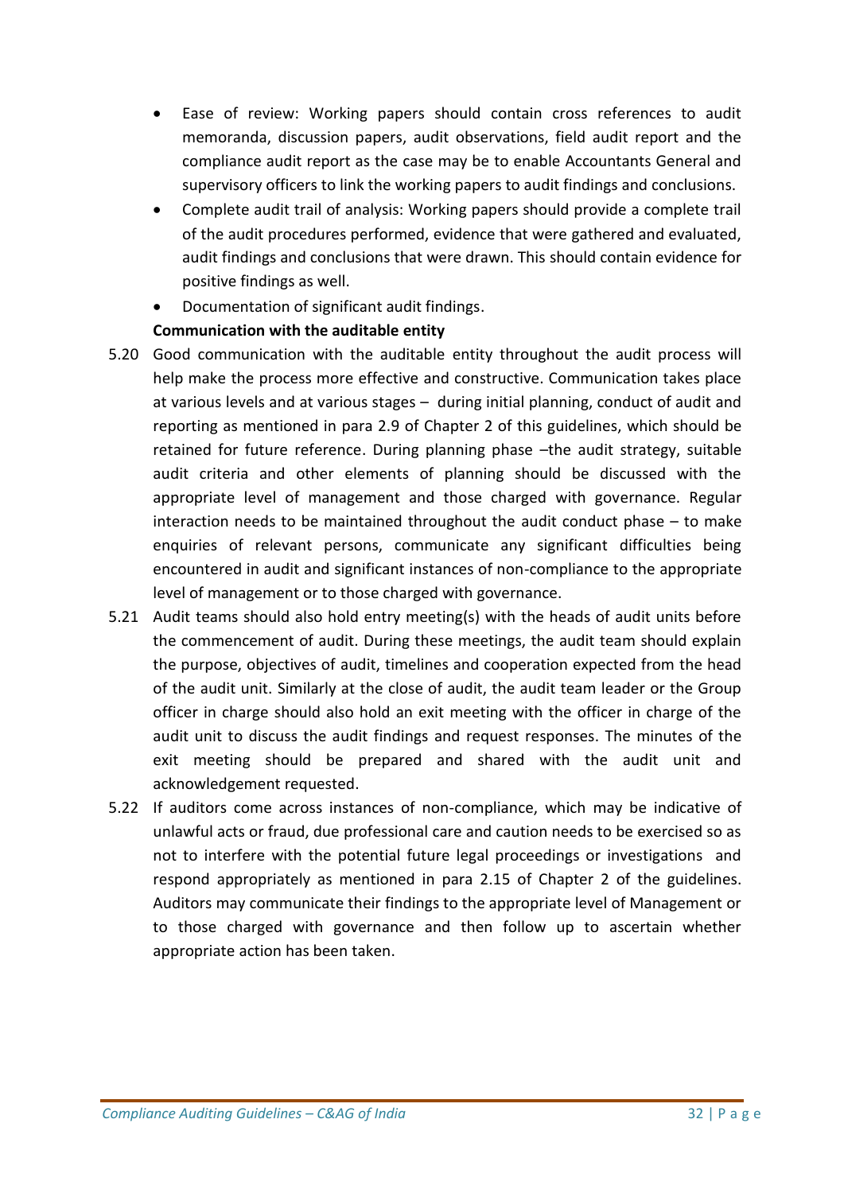- Ease of review: Working papers should contain cross references to audit memoranda, discussion papers, audit observations, field audit report and the compliance audit report as the case may be to enable Accountants General and supervisory officers to link the working papers to audit findings and conclusions.
- Complete audit trail of analysis: Working papers should provide a complete trail of the audit procedures performed, evidence that were gathered and evaluated, audit findings and conclusions that were drawn. This should contain evidence for positive findings as well.
- Documentation of significant audit findings.

**Communication with the auditable entity**

5.20 Good communication with the auditable entity throughout the audit process will help make the process more effective and constructive. Communication takes place at various levels and at various stages – during initial planning, conduct of audit and reporting as mentioned in para 2.9 of Chapter 2 of this guidelines, which should be retained for future reference. During planning phase –the audit strategy, suitable audit criteria and other elements of planning should be discussed with the appropriate level of management and those charged with governance. Regular interaction needs to be maintained throughout the audit conduct phase – to make enquiries of relevant persons, communicate any significant difficulties being encountered in audit and significant instances of non-compliance to the appropriate level of management or to those charged with governance.

5.21 Audit teams should also hold entry meeting(s) with the heads of audit units before the commencement of audit. During these meetings, the audit team should explain the purpose, objectives of audit, timelines and cooperation expected from the head of the audit unit. Similarly at the close of audit, the audit team leader or the Group officer in charge should also hold an exit meeting with the officer in charge of the audit unit to discuss the audit findings and request responses. The minutes of the exit meeting should be prepared and shared with the audit unit and acknowledgement requested.

5.22 If auditors come across instances of non-compliance, which may be indicative of unlawful acts or fraud, due professional care and caution needs to be exercised so as not to interfere with the potential future legal proceedings or investigations and respond appropriately as mentioned in para 2.15 of Chapter 2 of the guidelines. Auditors may communicate their findings to the appropriate level of Management or to those charged with governance and then follow up to ascertain whether appropriate action has been taken.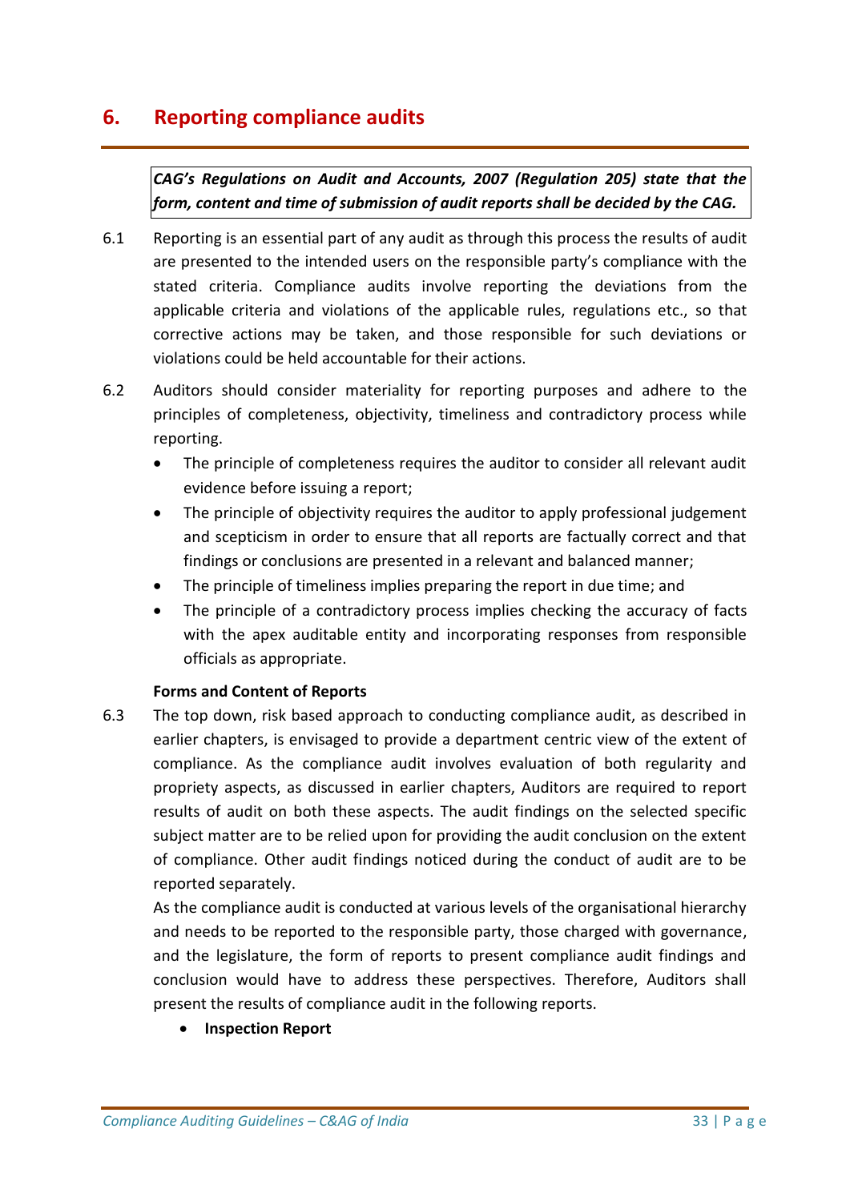## 6. Reporting compliance audits

> ***CAG's Regulations on Audit and Accounts, 2007 (Regulation 205) state that the form, content and time of submission of audit reports shall be decided by the CAG.***

6.1 Reporting is an essential part of any audit as through this process the results of audit are presented to the intended users on the responsible party's compliance with the stated criteria. Compliance audits involve reporting the deviations from the applicable criteria and violations of the applicable rules, regulations etc., so that corrective actions may be taken, and those responsible for such deviations or violations could be held accountable for their actions.

6.2 Auditors should consider materiality for reporting purposes and adhere to the principles of completeness, objectivity, timeliness and contradictory process while reporting.

- The principle of completeness requires the auditor to consider all relevant audit evidence before issuing a report;
- The principle of objectivity requires the auditor to apply professional judgement and scepticism in order to ensure that all reports are factually correct and that findings or conclusions are presented in a relevant and balanced manner;
- The principle of timeliness implies preparing the report in due time; and
- The principle of a contradictory process implies checking the accuracy of facts with the apex auditable entity and incorporating responses from responsible officials as appropriate.

**Forms and Content of Reports**

6.3 The top down, risk based approach to conducting compliance audit, as described in earlier chapters, is envisaged to provide a department centric view of the extent of compliance. As the compliance audit involves evaluation of both regularity and propriety aspects, as discussed in earlier chapters, Auditors are required to report results of audit on both these aspects. The audit findings on the selected specific subject matter are to be relied upon for providing the audit conclusion on the extent of compliance. Other audit findings noticed during the conduct of audit are to be reported separately.

As the compliance audit is conducted at various levels of the organisational hierarchy and needs to be reported to the responsible party, those charged with governance, and the legislature, the form of reports to present compliance audit findings and conclusion would have to address these perspectives. Therefore, Auditors shall present the results of compliance audit in the following reports.

- **Inspection Report**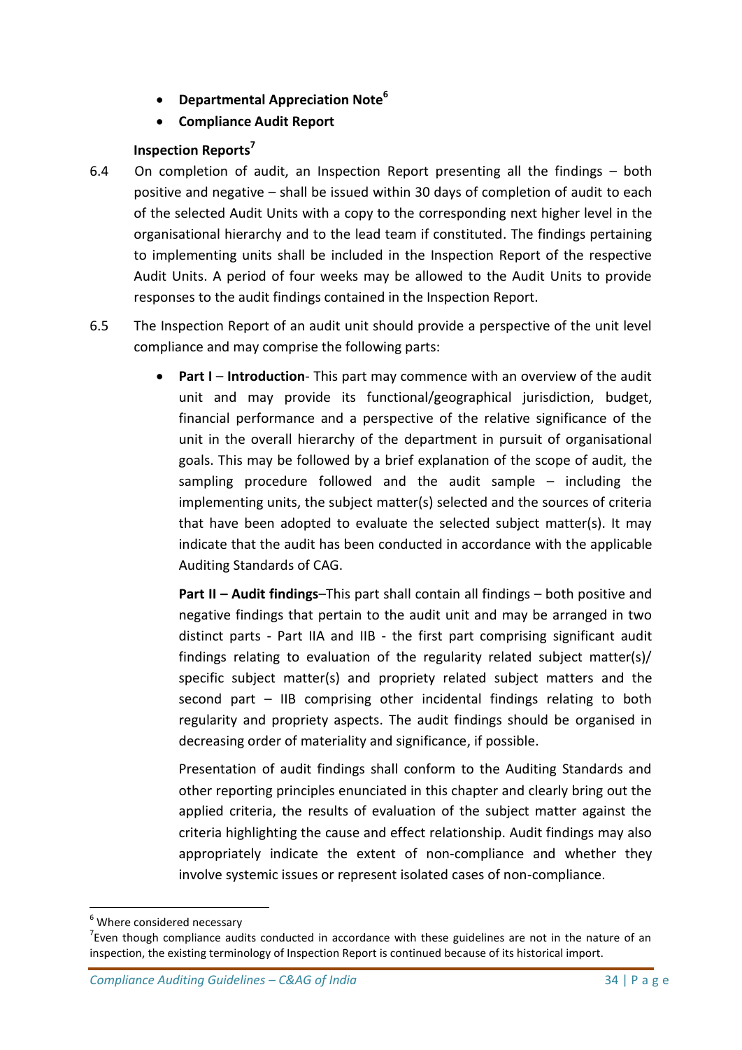- **Departmental Appreciation Note**[6]
- **Compliance Audit Report**

**Inspection Reports**[7]

6.4 On completion of audit, an Inspection Report presenting all the findings – both positive and negative – shall be issued within 30 days of completion of audit to each of the selected Audit Units with a copy to the corresponding next higher level in the organisational hierarchy and to the lead team if constituted. The findings pertaining to implementing units shall be included in the Inspection Report of the respective Audit Units. A period of four weeks may be allowed to the Audit Units to provide responses to the audit findings contained in the Inspection Report.

6.5 The Inspection Report of an audit unit should provide a perspective of the unit level compliance and may comprise the following parts:

- **Part I** – **Introduction**- This part may commence with an overview of the audit unit and may provide its functional/geographical jurisdiction, budget, financial performance and a perspective of the relative significance of the unit in the overall hierarchy of the department in pursuit of organisational goals. This may be followed by a brief explanation of the scope of audit, the sampling procedure followed and the audit sample – including the implementing units, the subject matter(s) selected and the sources of criteria that have been adopted to evaluate the selected subject matter(s). It may indicate that the audit has been conducted in accordance with the applicable Auditing Standards of CAG.

  **Part II – Audit findings**–This part shall contain all findings – both positive and negative findings that pertain to the audit unit and may be arranged in two distinct parts - Part IIA and IIB - the first part comprising significant audit findings relating to evaluation of the regularity related subject matter(s)/ specific subject matter(s) and propriety related subject matters and the second part – IIB comprising other incidental findings relating to both regularity and propriety aspects. The audit findings should be organised in decreasing order of materiality and significance, if possible.

  Presentation of audit findings shall conform to the Auditing Standards and other reporting principles enunciated in this chapter and clearly bring out the applied criteria, the results of evaluation of the subject matter against the criteria highlighting the cause and effect relationship. Audit findings may also appropriately indicate the extent of non-compliance and whether they involve systemic issues or represent isolated cases of non-compliance.

---

[6] Where considered necessary

[7] Even though compliance audits conducted in accordance with these guidelines are not in the nature of an inspection, the existing terminology of Inspection Report is continued because of its historical import.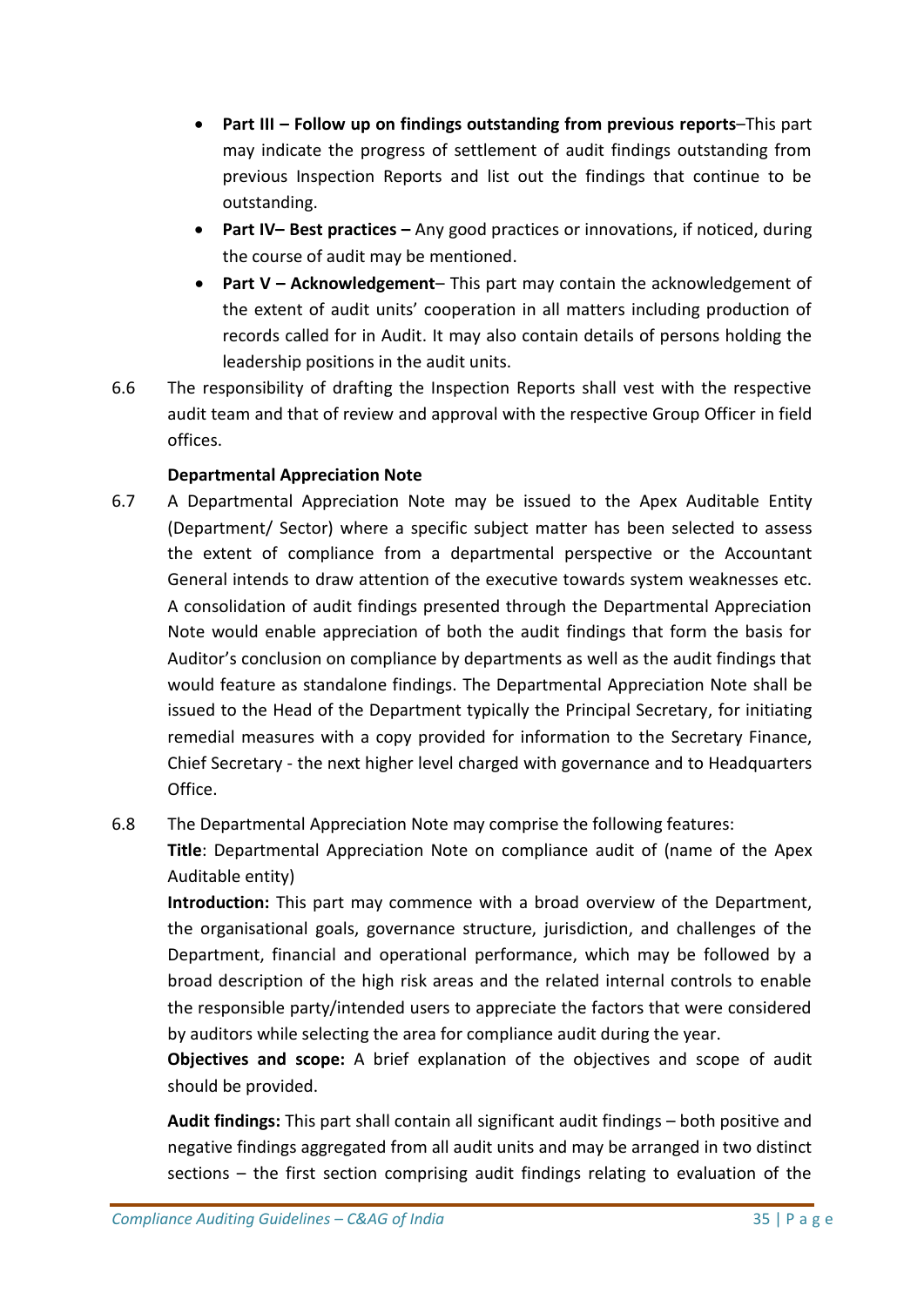- **Part III – Follow up on findings outstanding from previous reports**–This part may indicate the progress of settlement of audit findings outstanding from previous Inspection Reports and list out the findings that continue to be outstanding.
- **Part IV– Best practices –** Any good practices or innovations, if noticed, during the course of audit may be mentioned.
- **Part V – Acknowledgement**– This part may contain the acknowledgement of the extent of audit units' cooperation in all matters including production of records called for in Audit. It may also contain details of persons holding the leadership positions in the audit units.

6.6 The responsibility of drafting the Inspection Reports shall vest with the respective audit team and that of review and approval with the respective Group Officer in field offices.

**Departmental Appreciation Note**

6.7 A Departmental Appreciation Note may be issued to the Apex Auditable Entity (Department/ Sector) where a specific subject matter has been selected to assess the extent of compliance from a departmental perspective or the Accountant General intends to draw attention of the executive towards system weaknesses etc. A consolidation of audit findings presented through the Departmental Appreciation Note would enable appreciation of both the audit findings that form the basis for Auditor's conclusion on compliance by departments as well as the audit findings that would feature as standalone findings. The Departmental Appreciation Note shall be issued to the Head of the Department typically the Principal Secretary, for initiating remedial measures with a copy provided for information to the Secretary Finance, Chief Secretary - the next higher level charged with governance and to Headquarters Office.

6.8 The Departmental Appreciation Note may comprise the following features:

**Title**: Departmental Appreciation Note on compliance audit of (name of the Apex Auditable entity)

**Introduction:** This part may commence with a broad overview of the Department, the organisational goals, governance structure, jurisdiction, and challenges of the Department, financial and operational performance, which may be followed by a broad description of the high risk areas and the related internal controls to enable the responsible party/intended users to appreciate the factors that were considered by auditors while selecting the area for compliance audit during the year.

**Objectives and scope:** A brief explanation of the objectives and scope of audit should be provided.

**Audit findings:** This part shall contain all significant audit findings – both positive and negative findings aggregated from all audit units and may be arranged in two distinct sections – the first section comprising audit findings relating to evaluation of the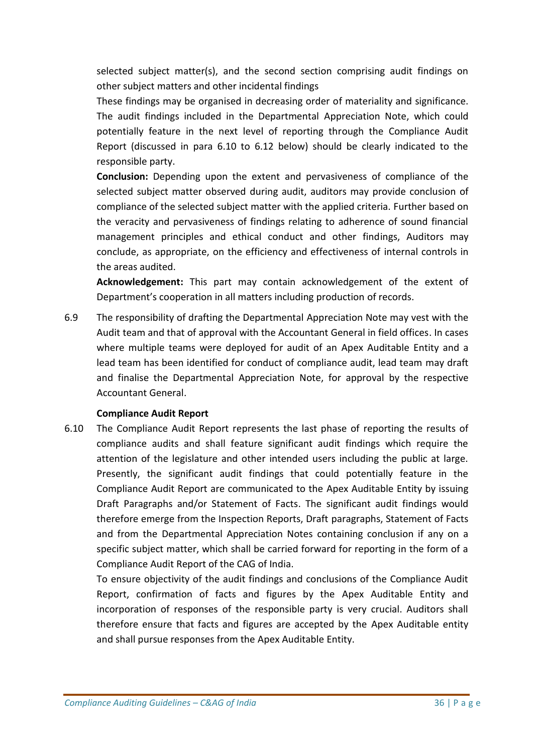selected subject matter(s), and the second section comprising audit findings on other subject matters and other incidental findings

These findings may be organised in decreasing order of materiality and significance. The audit findings included in the Departmental Appreciation Note, which could potentially feature in the next level of reporting through the Compliance Audit Report (discussed in para 6.10 to 6.12 below) should be clearly indicated to the responsible party.

**Conclusion:** Depending upon the extent and pervasiveness of compliance of the selected subject matter observed during audit, auditors may provide conclusion of compliance of the selected subject matter with the applied criteria. Further based on the veracity and pervasiveness of findings relating to adherence of sound financial management principles and ethical conduct and other findings, Auditors may conclude, as appropriate, on the efficiency and effectiveness of internal controls in the areas audited.

**Acknowledgement:** This part may contain acknowledgement of the extent of Department's cooperation in all matters including production of records.

6.9 The responsibility of drafting the Departmental Appreciation Note may vest with the Audit team and that of approval with the Accountant General in field offices. In cases where multiple teams were deployed for audit of an Apex Auditable Entity and a lead team has been identified for conduct of compliance audit, lead team may draft and finalise the Departmental Appreciation Note, for approval by the respective Accountant General.

**Compliance Audit Report**

6.10 The Compliance Audit Report represents the last phase of reporting the results of compliance audits and shall feature significant audit findings which require the attention of the legislature and other intended users including the public at large. Presently, the significant audit findings that could potentially feature in the Compliance Audit Report are communicated to the Apex Auditable Entity by issuing Draft Paragraphs and/or Statement of Facts. The significant audit findings would therefore emerge from the Inspection Reports, Draft paragraphs, Statement of Facts and from the Departmental Appreciation Notes containing conclusion if any on a specific subject matter, which shall be carried forward for reporting in the form of a Compliance Audit Report of the CAG of India.

To ensure objectivity of the audit findings and conclusions of the Compliance Audit Report, confirmation of facts and figures by the Apex Auditable Entity and incorporation of responses of the responsible party is very crucial. Auditors shall therefore ensure that facts and figures are accepted by the Apex Auditable entity and shall pursue responses from the Apex Auditable Entity.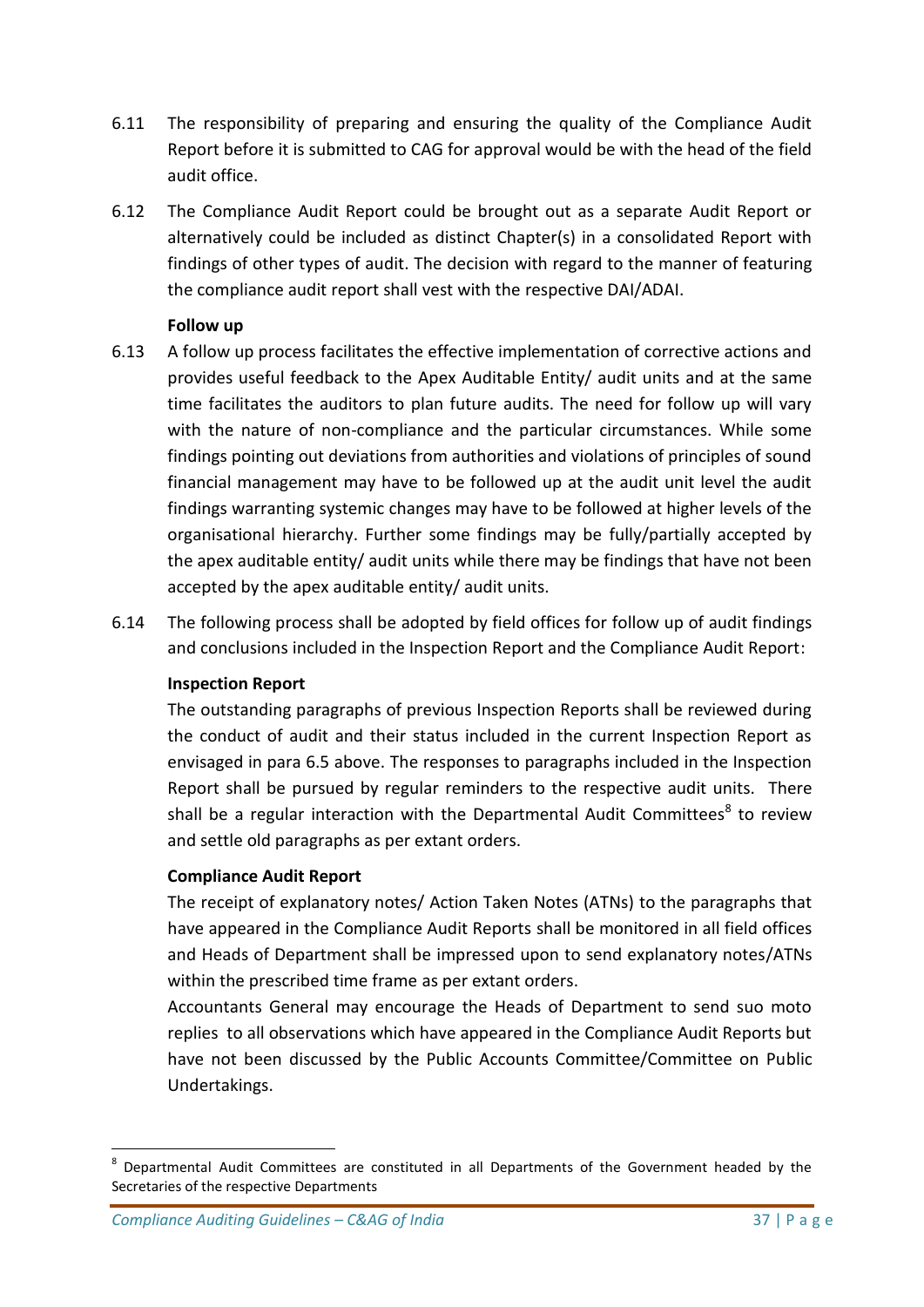6.11 The responsibility of preparing and ensuring the quality of the Compliance Audit Report before it is submitted to CAG for approval would be with the head of the field audit office.

6.12 The Compliance Audit Report could be brought out as a separate Audit Report or alternatively could be included as distinct Chapter(s) in a consolidated Report with findings of other types of audit. The decision with regard to the manner of featuring the compliance audit report shall vest with the respective DAI/ADAI.

**Follow up**

6.13 A follow up process facilitates the effective implementation of corrective actions and provides useful feedback to the Apex Auditable Entity/ audit units and at the same time facilitates the auditors to plan future audits. The need for follow up will vary with the nature of non-compliance and the particular circumstances. While some findings pointing out deviations from authorities and violations of principles of sound financial management may have to be followed up at the audit unit level the audit findings warranting systemic changes may have to be followed at higher levels of the organisational hierarchy. Further some findings may be fully/partially accepted by the apex auditable entity/ audit units while there may be findings that have not been accepted by the apex auditable entity/ audit units.

6.14 The following process shall be adopted by field offices for follow up of audit findings and conclusions included in the Inspection Report and the Compliance Audit Report:

**Inspection Report**

The outstanding paragraphs of previous Inspection Reports shall be reviewed during the conduct of audit and their status included in the current Inspection Report as envisaged in para 6.5 above. The responses to paragraphs included in the Inspection Report shall be pursued by regular reminders to the respective audit units. There shall be a regular interaction with the Departmental Audit Committees[8] to review and settle old paragraphs as per extant orders.

**Compliance Audit Report**

The receipt of explanatory notes/ Action Taken Notes (ATNs) to the paragraphs that have appeared in the Compliance Audit Reports shall be monitored in all field offices and Heads of Department shall be impressed upon to send explanatory notes/ATNs within the prescribed time frame as per extant orders.

Accountants General may encourage the Heads of Department to send suo moto replies to all observations which have appeared in the Compliance Audit Reports but have not been discussed by the Public Accounts Committee/Committee on Public Undertakings.

[8] Departmental Audit Committees are constituted in all Departments of the Government headed by the Secretaries of the respective Departments